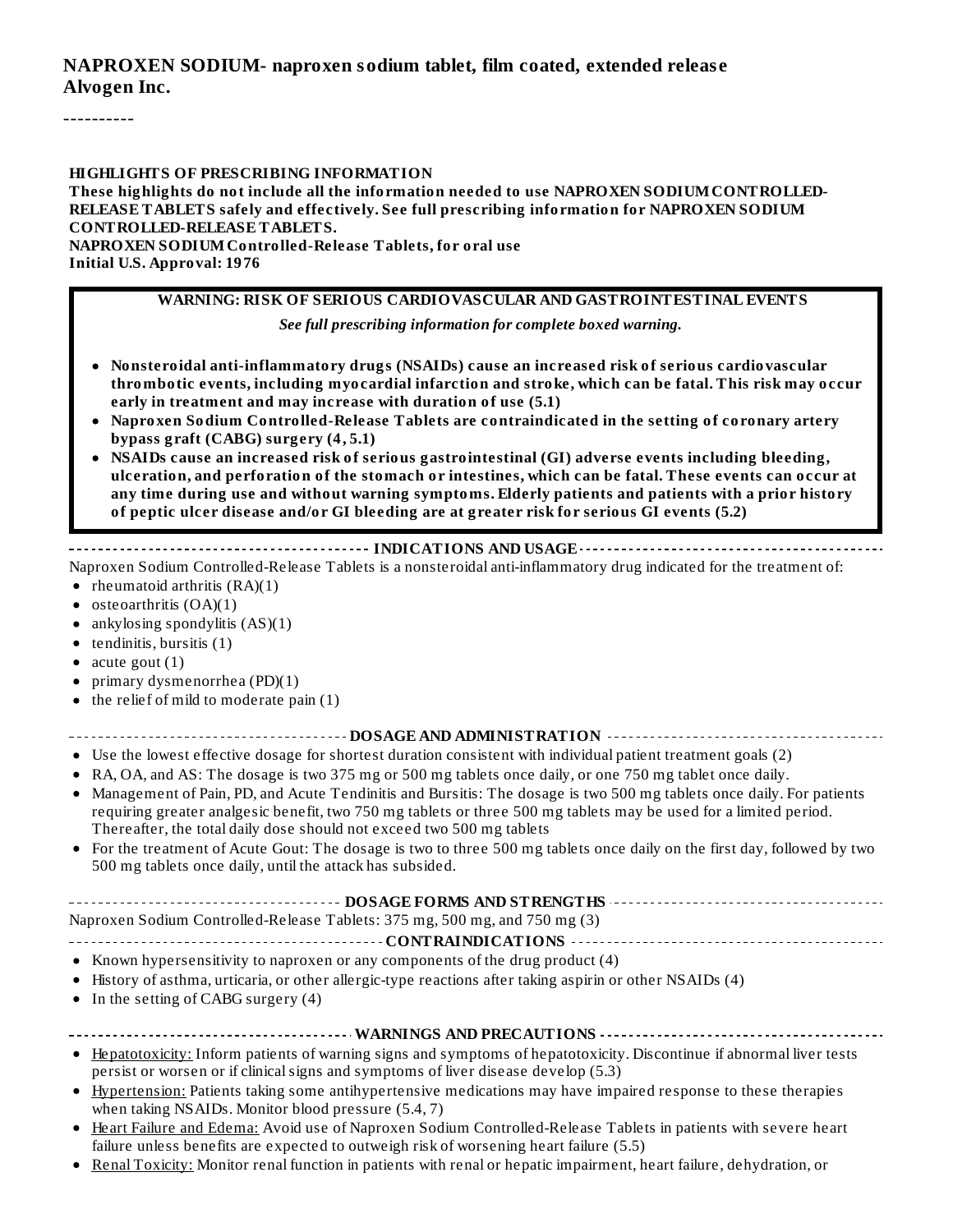**NAPROXEN SODIUM- naproxen sodium tablet, film coated, extended release**
**Alvogen Inc.**

----------

**HIGHLIGHTS OF PRESCRIBING INFORMATION**
**These highlights do not include all the information needed to use NAPROXEN SODIUM CONTROLLED-RELEASE TABLETS safely and effectively. See full prescribing information for NAPROXEN SODIUM CONTROLLED-RELEASE TABLETS.**
**NAPROXEN SODIUM Controlled-Release Tablets, for oral use**
**Initial U.S. Approval: 1976**

**WARNING: RISK OF SERIOUS CARDIOVASCULAR AND GASTROINTESTINAL EVENTS**

***See full prescribing information for complete boxed warning.***

- **Nonsteroidal anti-inflammatory drugs (NSAIDs) cause an increased risk of serious cardiovascular thrombotic events, including myocardial infarction and stroke, which can be fatal. This risk may occur early in treatment and may increase with duration of use (5.1)**
- **Naproxen Sodium Controlled-Release Tablets are contraindicated in the setting of coronary artery bypass graft (CABG) surgery (4, 5.1)**
- **NSAIDs cause an increased risk of serious gastrointestinal (GI) adverse events including bleeding, ulceration, and perforation of the stomach or intestines, which can be fatal. These events can occur at any time during use and without warning symptoms. Elderly patients and patients with a prior history of peptic ulcer disease and/or GI bleeding are at greater risk for serious GI events (5.2)**

**INDICATIONS AND USAGE**

Naproxen Sodium Controlled-Release Tablets is a nonsteroidal anti-inflammatory drug indicated for the treatment of:

- rheumatoid arthritis (RA)(1)
- osteoarthritis (OA)(1)
- ankylosing spondylitis (AS)(1)
- tendinitis, bursitis (1)
- acute gout (1)
- primary dysmenorrhea (PD)(1)
- the relief of mild to moderate pain (1)

**DOSAGE AND ADMINISTRATION**

- Use the lowest effective dosage for shortest duration consistent with individual patient treatment goals (2)
- RA, OA, and AS: The dosage is two 375 mg or 500 mg tablets once daily, or one 750 mg tablet once daily.
- Management of Pain, PD, and Acute Tendinitis and Bursitis: The dosage is two 500 mg tablets once daily. For patients requiring greater analgesic benefit, two 750 mg tablets or three 500 mg tablets may be used for a limited period. Thereafter, the total daily dose should not exceed two 500 mg tablets
- For the treatment of Acute Gout: The dosage is two to three 500 mg tablets once daily on the first day, followed by two 500 mg tablets once daily, until the attack has subsided.

**DOSAGE FORMS AND STRENGTHS**

Naproxen Sodium Controlled-Release Tablets: 375 mg, 500 mg, and 750 mg (3)

**CONTRAINDICATIONS**

- Known hypersensitivity to naproxen or any components of the drug product (4)
- History of asthma, urticaria, or other allergic-type reactions after taking aspirin or other NSAIDs (4)
- In the setting of CABG surgery (4)

**WARNINGS AND PRECAUTIONS**

- Hepatotoxicity: Inform patients of warning signs and symptoms of hepatotoxicity. Discontinue if abnormal liver tests persist or worsen or if clinical signs and symptoms of liver disease develop (5.3)
- Hypertension: Patients taking some antihypertensive medications may have impaired response to these therapies when taking NSAIDs. Monitor blood pressure (5.4, 7)
- Heart Failure and Edema: Avoid use of Naproxen Sodium Controlled-Release Tablets in patients with severe heart failure unless benefits are expected to outweigh risk of worsening heart failure (5.5)
- Renal Toxicity: Monitor renal function in patients with renal or hepatic impairment, heart failure, dehydration, or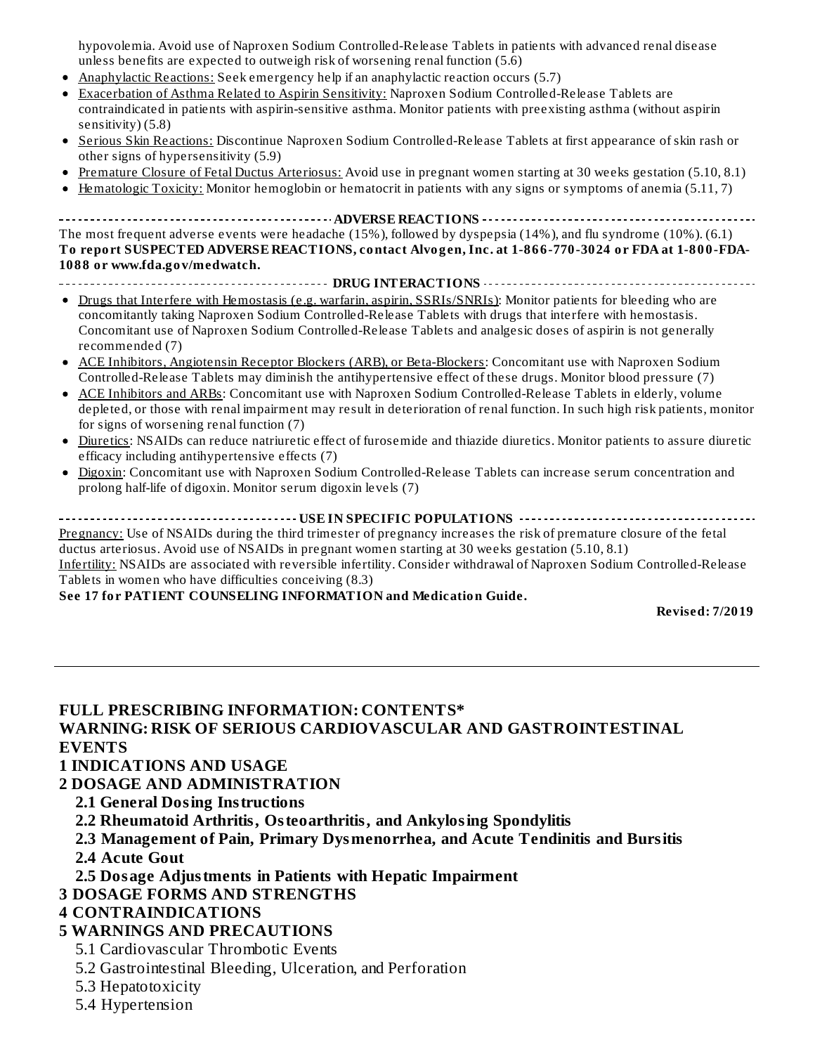hypovolemia. Avoid use of Naproxen Sodium Controlled-Release Tablets in patients with advanced renal disease unless benefits are expected to outweigh risk of worsening renal function (5.6)

- Anaphylactic Reactions: Seek emergency help if an anaphylactic reaction occurs (5.7)
- Exacerbation of Asthma Related to Aspirin Sensitivity: Naproxen Sodium Controlled-Release Tablets are contraindicated in patients with aspirin-sensitive asthma. Monitor patients with preexisting asthma (without aspirin sensitivity) (5.8)
- Serious Skin Reactions: Discontinue Naproxen Sodium Controlled-Release Tablets at first appearance of skin rash or other signs of hypersensitivity (5.9)
- Premature Closure of Fetal Ductus Arteriosus: Avoid use in pregnant women starting at 30 weeks gestation (5.10, 8.1)
- Hematologic Toxicity: Monitor hemoglobin or hematocrit in patients with any signs or symptoms of anemia (5.11, 7)

**ADVERSE REACTIONS**

The most frequent adverse events were headache (15%), followed by dyspepsia (14%), and flu syndrome (10%). (6.1)

**To report SUSPECTED ADVERSE REACTIONS, contact Alvogen, Inc. at 1-866-770-3024 or FDA at 1-800-FDA-1088 or www.fda.gov/medwatch.**

**DRUG INTERACTIONS**

- Drugs that Interfere with Hemostasis (e.g. warfarin, aspirin, SSRIs/SNRIs): Monitor patients for bleeding who are concomitantly taking Naproxen Sodium Controlled-Release Tablets with drugs that interfere with hemostasis. Concomitant use of Naproxen Sodium Controlled-Release Tablets and analgesic doses of aspirin is not generally recommended (7)
- ACE Inhibitors, Angiotensin Receptor Blockers (ARB), or Beta-Blockers: Concomitant use with Naproxen Sodium Controlled-Release Tablets may diminish the antihypertensive effect of these drugs. Monitor blood pressure (7)
- ACE Inhibitors and ARBs: Concomitant use with Naproxen Sodium Controlled-Release Tablets in elderly, volume depleted, or those with renal impairment may result in deterioration of renal function. In such high risk patients, monitor for signs of worsening renal function (7)
- Diuretics: NSAIDs can reduce natriuretic effect of furosemide and thiazide diuretics. Monitor patients to assure diuretic efficacy including antihypertensive effects (7)
- Digoxin: Concomitant use with Naproxen Sodium Controlled-Release Tablets can increase serum concentration and prolong half-life of digoxin. Monitor serum digoxin levels (7)

**USE IN SPECIFIC POPULATIONS**

Pregnancy: Use of NSAIDs during the third trimester of pregnancy increases the risk of premature closure of the fetal ductus arteriosus. Avoid use of NSAIDs in pregnant women starting at 30 weeks gestation (5.10, 8.1)

Infertility: NSAIDs are associated with reversible infertility. Consider withdrawal of Naproxen Sodium Controlled-Release Tablets in women who have difficulties conceiving (8.3)

**See 17 for PATIENT COUNSELING INFORMATION and Medication Guide.**

**Revised: 7/2019**

---

**FULL PRESCRIBING INFORMATION: CONTENTS***

**WARNING: RISK OF SERIOUS CARDIOVASCULAR AND GASTROINTESTINAL EVENTS**

**1 INDICATIONS AND USAGE**

**2 DOSAGE AND ADMINISTRATION**

**2.1 General Dosing Instructions**

**2.2 Rheumatoid Arthritis, Osteoarthritis, and Ankylosing Spondylitis**

**2.3 Management of Pain, Primary Dysmenorrhea, and Acute Tendinitis and Bursitis**

**2.4 Acute Gout**

**2.5 Dosage Adjustments in Patients with Hepatic Impairment**

**3 DOSAGE FORMS AND STRENGTHS**

**4 CONTRAINDICATIONS**

**5 WARNINGS AND PRECAUTIONS**

5.1 Cardiovascular Thrombotic Events

5.2 Gastrointestinal Bleeding, Ulceration, and Perforation

5.3 Hepatotoxicity

5.4 Hypertension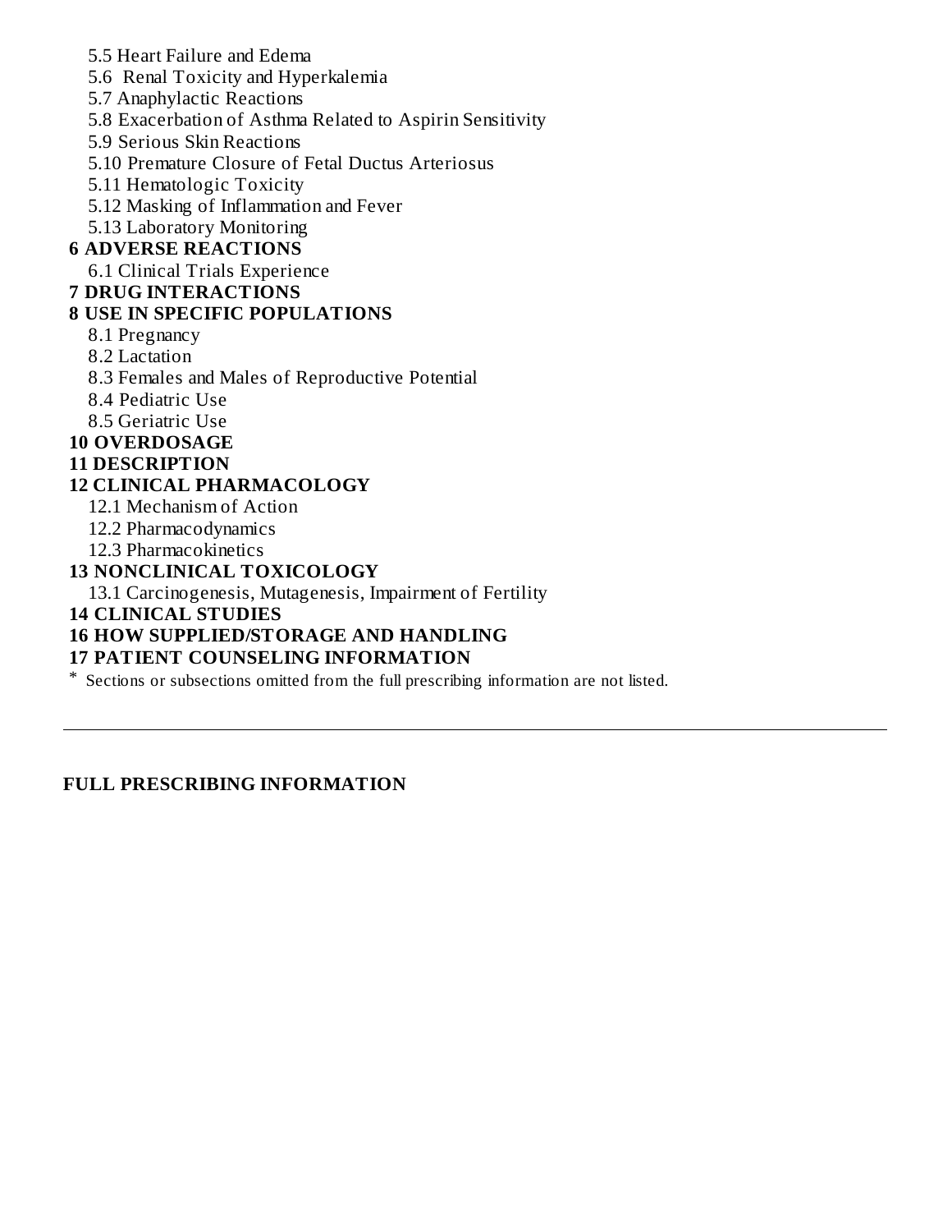5.5 Heart Failure and Edema

5.6 Renal Toxicity and Hyperkalemia

5.7 Anaphylactic Reactions

5.8 Exacerbation of Asthma Related to Aspirin Sensitivity

5.9 Serious Skin Reactions

5.10 Premature Closure of Fetal Ductus Arteriosus

5.11 Hematologic Toxicity

5.12 Masking of Inflammation and Fever

5.13 Laboratory Monitoring

**6 ADVERSE REACTIONS**

6.1 Clinical Trials Experience

**7 DRUG INTERACTIONS**

**8 USE IN SPECIFIC POPULATIONS**

8.1 Pregnancy

8.2 Lactation

8.3 Females and Males of Reproductive Potential

8.4 Pediatric Use

8.5 Geriatric Use

**10 OVERDOSAGE**

**11 DESCRIPTION**

**12 CLINICAL PHARMACOLOGY**

12.1 Mechanism of Action

12.2 Pharmacodynamics

12.3 Pharmacokinetics

**13 NONCLINICAL TOXICOLOGY**

13.1 Carcinogenesis, Mutagenesis, Impairment of Fertility

**14 CLINICAL STUDIES**

**16 HOW SUPPLIED/STORAGE AND HANDLING**

**17 PATIENT COUNSELING INFORMATION**

* Sections or subsections omitted from the full prescribing information are not listed.

---

## FULL PRESCRIBING INFORMATION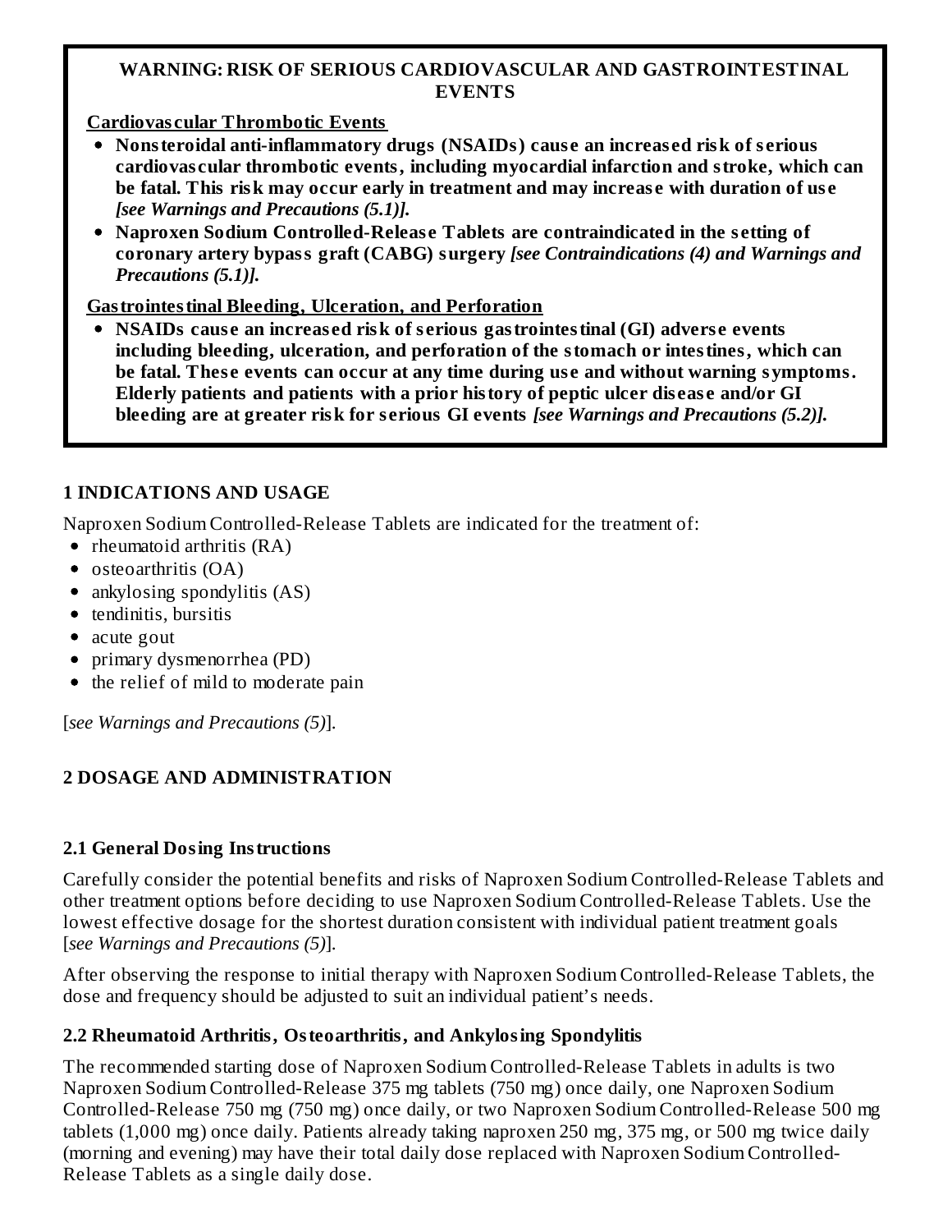**WARNING: RISK OF SERIOUS CARDIOVASCULAR AND GASTROINTESTINAL EVENTS**

**Cardiovascular Thrombotic Events**

- **Nonsteroidal anti-inflammatory drugs (NSAIDs) cause an increased risk of serious cardiovascular thrombotic events, including myocardial infarction and stroke, which can be fatal. This risk may occur early in treatment and may increase with duration of use *[see Warnings and Precautions (5.1)]*.**
- **Naproxen Sodium Controlled-Release Tablets are contraindicated in the setting of coronary artery bypass graft (CABG) surgery *[see Contraindications (4) and Warnings and Precautions (5.1)]*.**

**Gastrointestinal Bleeding, Ulceration, and Perforation**

- **NSAIDs cause an increased risk of serious gastrointestinal (GI) adverse events including bleeding, ulceration, and perforation of the stomach or intestines, which can be fatal. These events can occur at any time during use and without warning symptoms. Elderly patients and patients with a prior history of peptic ulcer disease and/or GI bleeding are at greater risk for serious GI events *[see Warnings and Precautions (5.2)]*.**

## 1 INDICATIONS AND USAGE

Naproxen Sodium Controlled-Release Tablets are indicated for the treatment of:

- rheumatoid arthritis (RA)
- osteoarthritis (OA)
- ankylosing spondylitis (AS)
- tendinitis, bursitis
- acute gout
- primary dysmenorrhea (PD)
- the relief of mild to moderate pain

[*see Warnings and Precautions (5)*].

## 2 DOSAGE AND ADMINISTRATION

### 2.1 General Dosing Instructions

Carefully consider the potential benefits and risks of Naproxen Sodium Controlled-Release Tablets and other treatment options before deciding to use Naproxen Sodium Controlled-Release Tablets. Use the lowest effective dosage for the shortest duration consistent with individual patient treatment goals [*see Warnings and Precautions (5)*].

After observing the response to initial therapy with Naproxen Sodium Controlled-Release Tablets, the dose and frequency should be adjusted to suit an individual patient's needs.

### 2.2 Rheumatoid Arthritis, Osteoarthritis, and Ankylosing Spondylitis

The recommended starting dose of Naproxen Sodium Controlled-Release Tablets in adults is two Naproxen Sodium Controlled-Release 375 mg tablets (750 mg) once daily, one Naproxen Sodium Controlled-Release 750 mg (750 mg) once daily, or two Naproxen Sodium Controlled-Release 500 mg tablets (1,000 mg) once daily. Patients already taking naproxen 250 mg, 375 mg, or 500 mg twice daily (morning and evening) may have their total daily dose replaced with Naproxen Sodium Controlled-Release Tablets as a single daily dose.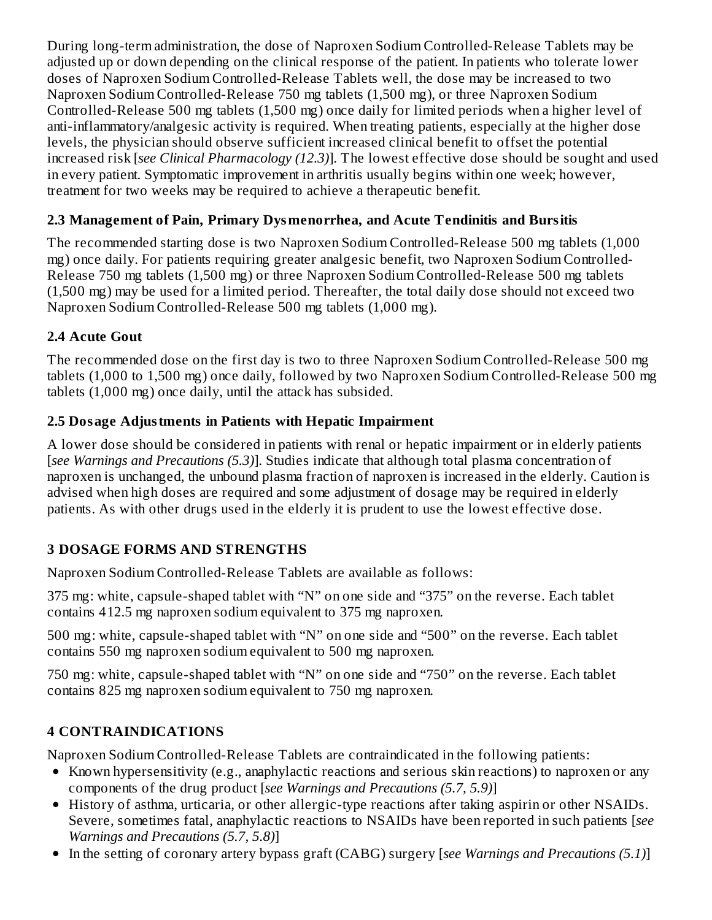During long-term administration, the dose of Naproxen Sodium Controlled-Release Tablets may be adjusted up or down depending on the clinical response of the patient. In patients who tolerate lower doses of Naproxen Sodium Controlled-Release Tablets well, the dose may be increased to two Naproxen Sodium Controlled-Release 750 mg tablets (1,500 mg), or three Naproxen Sodium Controlled-Release 500 mg tablets (1,500 mg) once daily for limited periods when a higher level of anti-inflammatory/analgesic activity is required. When treating patients, especially at the higher dose levels, the physician should observe sufficient increased clinical benefit to offset the potential increased risk [*see Clinical Pharmacology (12.3)*]. The lowest effective dose should be sought and used in every patient. Symptomatic improvement in arthritis usually begins within one week; however, treatment for two weeks may be required to achieve a therapeutic benefit.

### 2.3 Management of Pain, Primary Dysmenorrhea, and Acute Tendinitis and Bursitis

The recommended starting dose is two Naproxen Sodium Controlled-Release 500 mg tablets (1,000 mg) once daily. For patients requiring greater analgesic benefit, two Naproxen Sodium Controlled-Release 750 mg tablets (1,500 mg) or three Naproxen Sodium Controlled-Release 500 mg tablets (1,500 mg) may be used for a limited period. Thereafter, the total daily dose should not exceed two Naproxen Sodium Controlled-Release 500 mg tablets (1,000 mg).

### 2.4 Acute Gout

The recommended dose on the first day is two to three Naproxen Sodium Controlled-Release 500 mg tablets (1,000 to 1,500 mg) once daily, followed by two Naproxen Sodium Controlled-Release 500 mg tablets (1,000 mg) once daily, until the attack has subsided.

### 2.5 Dosage Adjustments in Patients with Hepatic Impairment

A lower dose should be considered in patients with renal or hepatic impairment or in elderly patients [*see Warnings and Precautions (5.3)*]. Studies indicate that although total plasma concentration of naproxen is unchanged, the unbound plasma fraction of naproxen is increased in the elderly. Caution is advised when high doses are required and some adjustment of dosage may be required in elderly patients. As with other drugs used in the elderly it is prudent to use the lowest effective dose.

## 3 DOSAGE FORMS AND STRENGTHS

Naproxen Sodium Controlled-Release Tablets are available as follows:

375 mg: white, capsule-shaped tablet with “N” on one side and “375” on the reverse. Each tablet contains 412.5 mg naproxen sodium equivalent to 375 mg naproxen.

500 mg: white, capsule-shaped tablet with “N” on one side and “500” on the reverse. Each tablet contains 550 mg naproxen sodium equivalent to 500 mg naproxen.

750 mg: white, capsule-shaped tablet with “N” on one side and “750” on the reverse. Each tablet contains 825 mg naproxen sodium equivalent to 750 mg naproxen.

## 4 CONTRAINDICATIONS

Naproxen Sodium Controlled-Release Tablets are contraindicated in the following patients:

- Known hypersensitivity (e.g., anaphylactic reactions and serious skin reactions) to naproxen or any components of the drug product [*see Warnings and Precautions (5.7, 5.9)*]
- History of asthma, urticaria, or other allergic-type reactions after taking aspirin or other NSAIDs. Severe, sometimes fatal, anaphylactic reactions to NSAIDs have been reported in such patients [*see Warnings and Precautions (5.7, 5.8)*]
- In the setting of coronary artery bypass graft (CABG) surgery [*see Warnings and Precautions (5.1)*]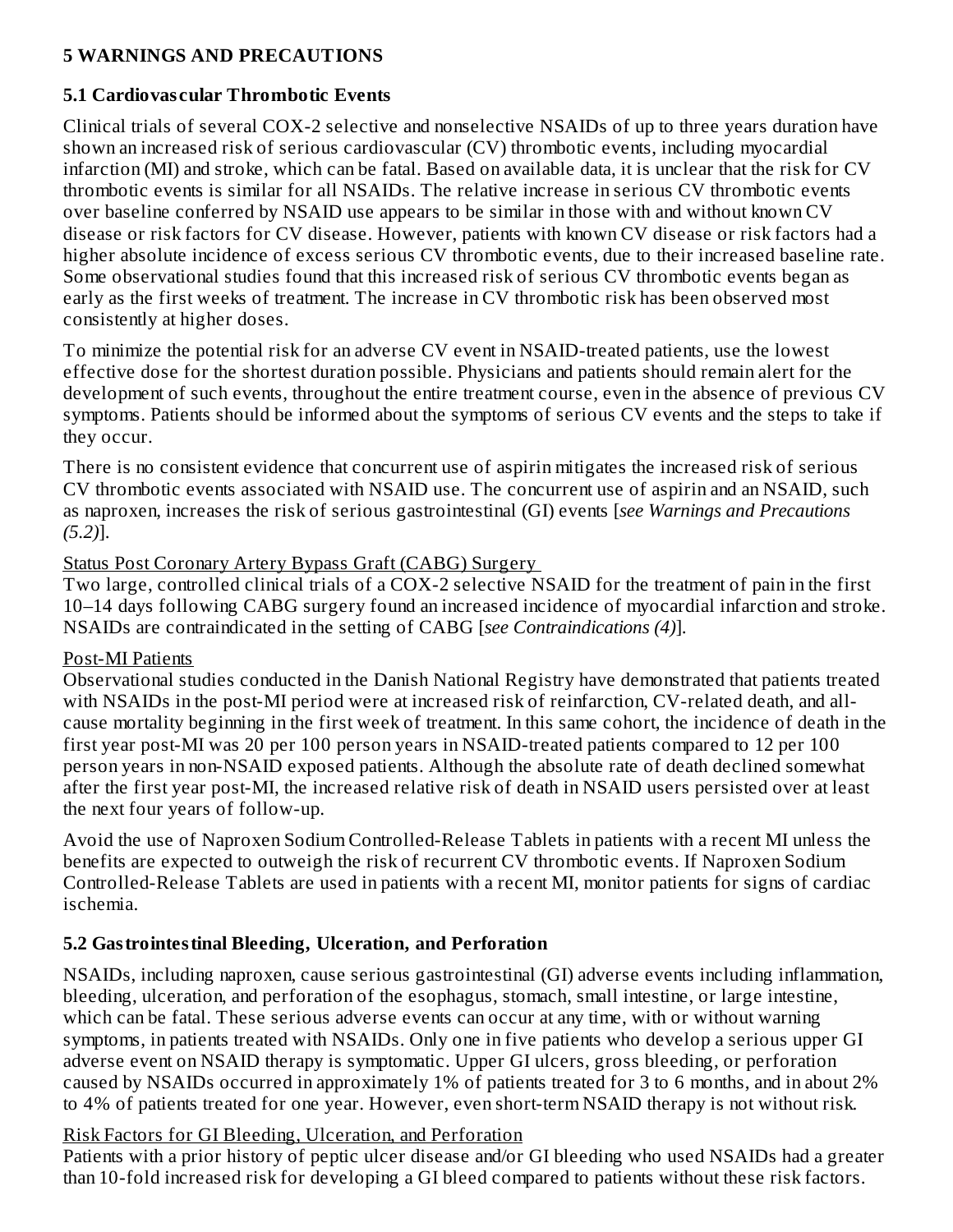## 5 WARNINGS AND PRECAUTIONS

### 5.1 Cardiovascular Thrombotic Events

Clinical trials of several COX-2 selective and nonselective NSAIDs of up to three years duration have shown an increased risk of serious cardiovascular (CV) thrombotic events, including myocardial infarction (MI) and stroke, which can be fatal. Based on available data, it is unclear that the risk for CV thrombotic events is similar for all NSAIDs. The relative increase in serious CV thrombotic events over baseline conferred by NSAID use appears to be similar in those with and without known CV disease or risk factors for CV disease. However, patients with known CV disease or risk factors had a higher absolute incidence of excess serious CV thrombotic events, due to their increased baseline rate. Some observational studies found that this increased risk of serious CV thrombotic events began as early as the first weeks of treatment. The increase in CV thrombotic risk has been observed most consistently at higher doses.

To minimize the potential risk for an adverse CV event in NSAID-treated patients, use the lowest effective dose for the shortest duration possible. Physicians and patients should remain alert for the development of such events, throughout the entire treatment course, even in the absence of previous CV symptoms. Patients should be informed about the symptoms of serious CV events and the steps to take if they occur.

There is no consistent evidence that concurrent use of aspirin mitigates the increased risk of serious CV thrombotic events associated with NSAID use. The concurrent use of aspirin and an NSAID, such as naproxen, increases the risk of serious gastrointestinal (GI) events [*see Warnings and Precautions (5.2)*].

Status Post Coronary Artery Bypass Graft (CABG) Surgery

Two large, controlled clinical trials of a COX-2 selective NSAID for the treatment of pain in the first 10–14 days following CABG surgery found an increased incidence of myocardial infarction and stroke. NSAIDs are contraindicated in the setting of CABG [*see Contraindications (4)*].

Post-MI Patients

Observational studies conducted in the Danish National Registry have demonstrated that patients treated with NSAIDs in the post-MI period were at increased risk of reinfarction, CV-related death, and all-cause mortality beginning in the first week of treatment. In this same cohort, the incidence of death in the first year post-MI was 20 per 100 person years in NSAID-treated patients compared to 12 per 100 person years in non-NSAID exposed patients. Although the absolute rate of death declined somewhat after the first year post-MI, the increased relative risk of death in NSAID users persisted over at least the next four years of follow-up.

Avoid the use of Naproxen Sodium Controlled-Release Tablets in patients with a recent MI unless the benefits are expected to outweigh the risk of recurrent CV thrombotic events. If Naproxen Sodium Controlled-Release Tablets are used in patients with a recent MI, monitor patients for signs of cardiac ischemia.

### 5.2 Gastrointestinal Bleeding, Ulceration, and Perforation

NSAIDs, including naproxen, cause serious gastrointestinal (GI) adverse events including inflammation, bleeding, ulceration, and perforation of the esophagus, stomach, small intestine, or large intestine, which can be fatal. These serious adverse events can occur at any time, with or without warning symptoms, in patients treated with NSAIDs. Only one in five patients who develop a serious upper GI adverse event on NSAID therapy is symptomatic. Upper GI ulcers, gross bleeding, or perforation caused by NSAIDs occurred in approximately 1% of patients treated for 3 to 6 months, and in about 2% to 4% of patients treated for one year. However, even short-term NSAID therapy is not without risk.

Risk Factors for GI Bleeding, Ulceration, and Perforation

Patients with a prior history of peptic ulcer disease and/or GI bleeding who used NSAIDs had a greater than 10-fold increased risk for developing a GI bleed compared to patients without these risk factors.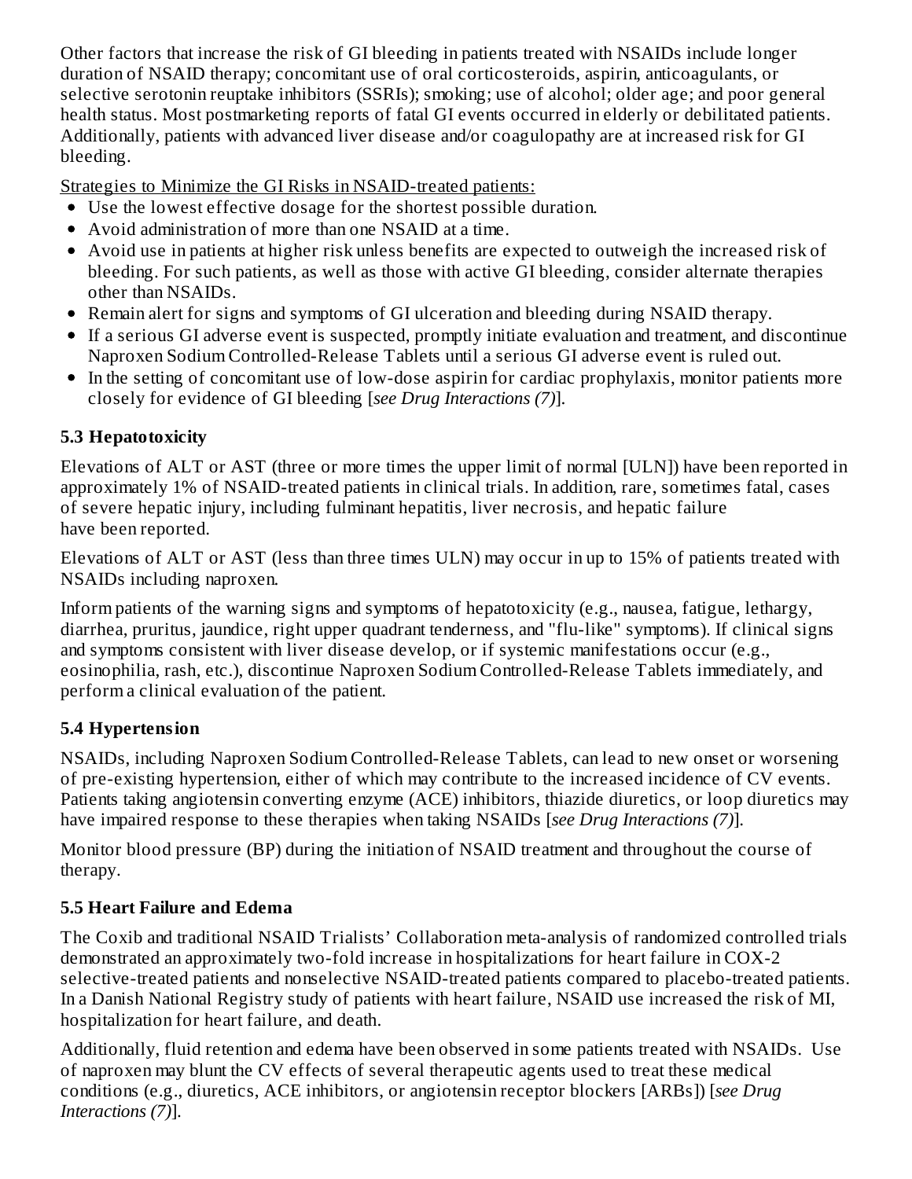Other factors that increase the risk of GI bleeding in patients treated with NSAIDs include longer duration of NSAID therapy; concomitant use of oral corticosteroids, aspirin, anticoagulants, or selective serotonin reuptake inhibitors (SSRIs); smoking; use of alcohol; older age; and poor general health status. Most postmarketing reports of fatal GI events occurred in elderly or debilitated patients. Additionally, patients with advanced liver disease and/or coagulopathy are at increased risk for GI bleeding.

Strategies to Minimize the GI Risks in NSAID-treated patients:

- Use the lowest effective dosage for the shortest possible duration.
- Avoid administration of more than one NSAID at a time.
- Avoid use in patients at higher risk unless benefits are expected to outweigh the increased risk of bleeding. For such patients, as well as those with active GI bleeding, consider alternate therapies other than NSAIDs.
- Remain alert for signs and symptoms of GI ulceration and bleeding during NSAID therapy.
- If a serious GI adverse event is suspected, promptly initiate evaluation and treatment, and discontinue Naproxen Sodium Controlled-Release Tablets until a serious GI adverse event is ruled out.
- In the setting of concomitant use of low-dose aspirin for cardiac prophylaxis, monitor patients more closely for evidence of GI bleeding [*see Drug Interactions (7)*].

### 5.3 Hepatotoxicity

Elevations of ALT or AST (three or more times the upper limit of normal [ULN]) have been reported in approximately 1% of NSAID-treated patients in clinical trials. In addition, rare, sometimes fatal, cases of severe hepatic injury, including fulminant hepatitis, liver necrosis, and hepatic failure have been reported.

Elevations of ALT or AST (less than three times ULN) may occur in up to 15% of patients treated with NSAIDs including naproxen.

Inform patients of the warning signs and symptoms of hepatotoxicity (e.g., nausea, fatigue, lethargy, diarrhea, pruritus, jaundice, right upper quadrant tenderness, and "flu-like" symptoms). If clinical signs and symptoms consistent with liver disease develop, or if systemic manifestations occur (e.g., eosinophilia, rash, etc.), discontinue Naproxen Sodium Controlled-Release Tablets immediately, and perform a clinical evaluation of the patient.

### 5.4 Hypertension

NSAIDs, including Naproxen Sodium Controlled-Release Tablets, can lead to new onset or worsening of pre-existing hypertension, either of which may contribute to the increased incidence of CV events. Patients taking angiotensin converting enzyme (ACE) inhibitors, thiazide diuretics, or loop diuretics may have impaired response to these therapies when taking NSAIDs [*see Drug Interactions (7)*].

Monitor blood pressure (BP) during the initiation of NSAID treatment and throughout the course of therapy.

### 5.5 Heart Failure and Edema

The Coxib and traditional NSAID Trialists' Collaboration meta-analysis of randomized controlled trials demonstrated an approximately two-fold increase in hospitalizations for heart failure in COX-2 selective-treated patients and nonselective NSAID-treated patients compared to placebo-treated patients. In a Danish National Registry study of patients with heart failure, NSAID use increased the risk of MI, hospitalization for heart failure, and death.

Additionally, fluid retention and edema have been observed in some patients treated with NSAIDs. Use of naproxen may blunt the CV effects of several therapeutic agents used to treat these medical conditions (e.g., diuretics, ACE inhibitors, or angiotensin receptor blockers [ARBs]) [*see Drug Interactions (7)*].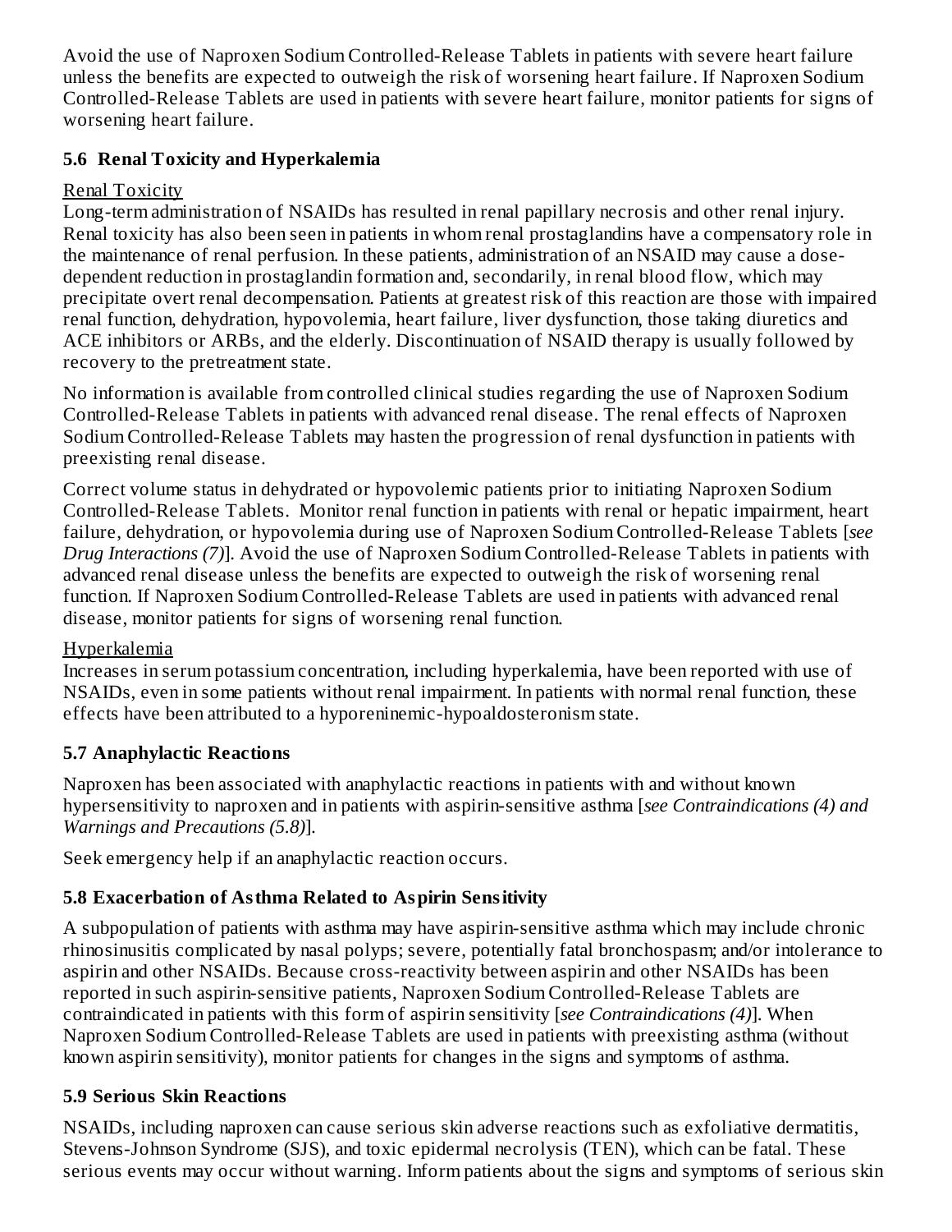Avoid the use of Naproxen Sodium Controlled-Release Tablets in patients with severe heart failure unless the benefits are expected to outweigh the risk of worsening heart failure. If Naproxen Sodium Controlled-Release Tablets are used in patients with severe heart failure, monitor patients for signs of worsening heart failure.

### 5.6 Renal Toxicity and Hyperkalemia

Renal Toxicity

Long-term administration of NSAIDs has resulted in renal papillary necrosis and other renal injury. Renal toxicity has also been seen in patients in whom renal prostaglandins have a compensatory role in the maintenance of renal perfusion. In these patients, administration of an NSAID may cause a dose-dependent reduction in prostaglandin formation and, secondarily, in renal blood flow, which may precipitate overt renal decompensation. Patients at greatest risk of this reaction are those with impaired renal function, dehydration, hypovolemia, heart failure, liver dysfunction, those taking diuretics and ACE inhibitors or ARBs, and the elderly. Discontinuation of NSAID therapy is usually followed by recovery to the pretreatment state.

No information is available from controlled clinical studies regarding the use of Naproxen Sodium Controlled-Release Tablets in patients with advanced renal disease. The renal effects of Naproxen Sodium Controlled-Release Tablets may hasten the progression of renal dysfunction in patients with preexisting renal disease.

Correct volume status in dehydrated or hypovolemic patients prior to initiating Naproxen Sodium Controlled-Release Tablets. Monitor renal function in patients with renal or hepatic impairment, heart failure, dehydration, or hypovolemia during use of Naproxen Sodium Controlled-Release Tablets [*see Drug Interactions (7)*]. Avoid the use of Naproxen Sodium Controlled-Release Tablets in patients with advanced renal disease unless the benefits are expected to outweigh the risk of worsening renal function. If Naproxen Sodium Controlled-Release Tablets are used in patients with advanced renal disease, monitor patients for signs of worsening renal function.

Hyperkalemia

Increases in serum potassium concentration, including hyperkalemia, have been reported with use of NSAIDs, even in some patients without renal impairment. In patients with normal renal function, these effects have been attributed to a hyporeninemic-hypoaldosteronism state.

### 5.7 Anaphylactic Reactions

Naproxen has been associated with anaphylactic reactions in patients with and without known hypersensitivity to naproxen and in patients with aspirin-sensitive asthma [*see Contraindications (4) and Warnings and Precautions (5.8)*].

Seek emergency help if an anaphylactic reaction occurs.

### 5.8 Exacerbation of Asthma Related to Aspirin Sensitivity

A subpopulation of patients with asthma may have aspirin-sensitive asthma which may include chronic rhinosinusitis complicated by nasal polyps; severe, potentially fatal bronchospasm; and/or intolerance to aspirin and other NSAIDs. Because cross-reactivity between aspirin and other NSAIDs has been reported in such aspirin-sensitive patients, Naproxen Sodium Controlled-Release Tablets are contraindicated in patients with this form of aspirin sensitivity [*see Contraindications (4)*]. When Naproxen Sodium Controlled-Release Tablets are used in patients with preexisting asthma (without known aspirin sensitivity), monitor patients for changes in the signs and symptoms of asthma.

### 5.9 Serious Skin Reactions

NSAIDs, including naproxen can cause serious skin adverse reactions such as exfoliative dermatitis, Stevens-Johnson Syndrome (SJS), and toxic epidermal necrolysis (TEN), which can be fatal. These serious events may occur without warning. Inform patients about the signs and symptoms of serious skin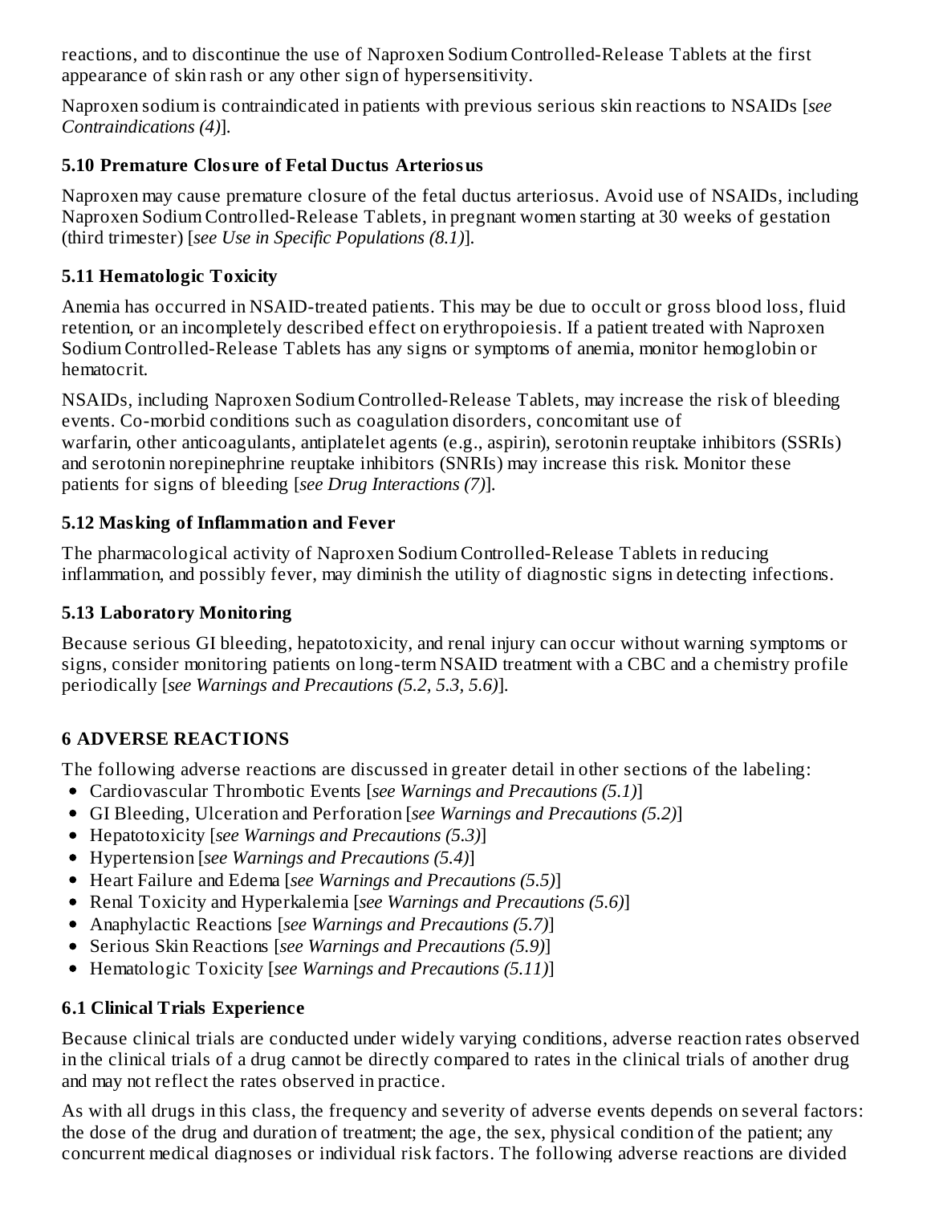reactions, and to discontinue the use of Naproxen Sodium Controlled-Release Tablets at the first appearance of skin rash or any other sign of hypersensitivity.

Naproxen sodium is contraindicated in patients with previous serious skin reactions to NSAIDs [*see Contraindications (4)*].

### 5.10 Premature Closure of Fetal Ductus Arteriosus

Naproxen may cause premature closure of the fetal ductus arteriosus. Avoid use of NSAIDs, including Naproxen Sodium Controlled-Release Tablets, in pregnant women starting at 30 weeks of gestation (third trimester) [*see Use in Specific Populations (8.1)*].

### 5.11 Hematologic Toxicity

Anemia has occurred in NSAID-treated patients. This may be due to occult or gross blood loss, fluid retention, or an incompletely described effect on erythropoiesis. If a patient treated with Naproxen Sodium Controlled-Release Tablets has any signs or symptoms of anemia, monitor hemoglobin or hematocrit.

NSAIDs, including Naproxen Sodium Controlled-Release Tablets, may increase the risk of bleeding events. Co-morbid conditions such as coagulation disorders, concomitant use of warfarin, other anticoagulants, antiplatelet agents (e.g., aspirin), serotonin reuptake inhibitors (SSRIs) and serotonin norepinephrine reuptake inhibitors (SNRIs) may increase this risk. Monitor these patients for signs of bleeding [*see Drug Interactions (7)*].

### 5.12 Masking of Inflammation and Fever

The pharmacological activity of Naproxen Sodium Controlled-Release Tablets in reducing inflammation, and possibly fever, may diminish the utility of diagnostic signs in detecting infections.

### 5.13 Laboratory Monitoring

Because serious GI bleeding, hepatotoxicity, and renal injury can occur without warning symptoms or signs, consider monitoring patients on long-term NSAID treatment with a CBC and a chemistry profile periodically [*see Warnings and Precautions (5.2, 5.3, 5.6)*].

## 6 ADVERSE REACTIONS

The following adverse reactions are discussed in greater detail in other sections of the labeling:

- Cardiovascular Thrombotic Events [*see Warnings and Precautions (5.1)*]
- GI Bleeding, Ulceration and Perforation [*see Warnings and Precautions (5.2)*]
- Hepatotoxicity [*see Warnings and Precautions (5.3)*]
- Hypertension [*see Warnings and Precautions (5.4)*]
- Heart Failure and Edema [*see Warnings and Precautions (5.5)*]
- Renal Toxicity and Hyperkalemia [*see Warnings and Precautions (5.6)*]
- Anaphylactic Reactions [*see Warnings and Precautions (5.7)*]
- Serious Skin Reactions [*see Warnings and Precautions (5.9)*]
- Hematologic Toxicity [*see Warnings and Precautions (5.11)*]

### 6.1 Clinical Trials Experience

Because clinical trials are conducted under widely varying conditions, adverse reaction rates observed in the clinical trials of a drug cannot be directly compared to rates in the clinical trials of another drug and may not reflect the rates observed in practice.

As with all drugs in this class, the frequency and severity of adverse events depends on several factors: the dose of the drug and duration of treatment; the age, the sex, physical condition of the patient; any concurrent medical diagnoses or individual risk factors. The following adverse reactions are divided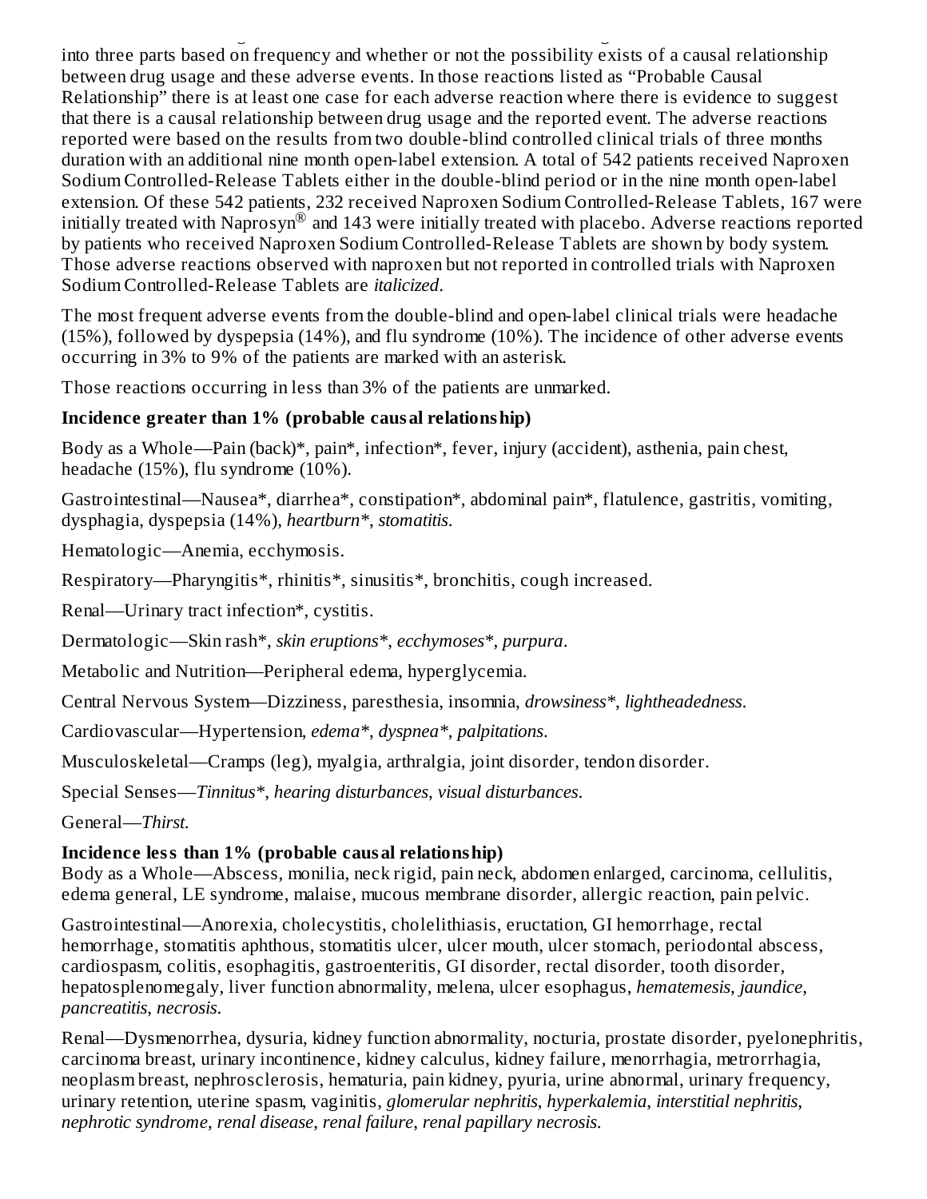into three parts based on frequency and whether or not the possibility exists of a causal relationship between drug usage and these adverse events. In those reactions listed as "Probable Causal Relationship" there is at least one case for each adverse reaction where there is evidence to suggest that there is a causal relationship between drug usage and the reported event. The adverse reactions reported were based on the results from two double-blind controlled clinical trials of three months duration with an additional nine month open-label extension. A total of 542 patients received Naproxen Sodium Controlled-Release Tablets either in the double-blind period or in the nine month open-label extension. Of these 542 patients, 232 received Naproxen Sodium Controlled-Release Tablets, 167 were initially treated with Naprosyn® and 143 were initially treated with placebo. Adverse reactions reported by patients who received Naproxen Sodium Controlled-Release Tablets are shown by body system. Those adverse reactions observed with naproxen but not reported in controlled trials with Naproxen Sodium Controlled-Release Tablets are *italicized*.

The most frequent adverse events from the double-blind and open-label clinical trials were headache (15%), followed by dyspepsia (14%), and flu syndrome (10%). The incidence of other adverse events occurring in 3% to 9% of the patients are marked with an asterisk.

Those reactions occurring in less than 3% of the patients are unmarked.

**Incidence greater than 1% (probable causal relationship)**

Body as a Whole—Pain (back)*, pain*, infection*, fever, injury (accident), asthenia, pain chest, headache (15%), flu syndrome (10%).

Gastrointestinal—Nausea*, diarrhea*, constipation*, abdominal pain*, flatulence, gastritis, vomiting, dysphagia, dyspepsia (14%), *heartburn**, *stomatitis*.

Hematologic—Anemia, ecchymosis.

Respiratory—Pharyngitis*, rhinitis*, sinusitis*, bronchitis, cough increased.

Renal—Urinary tract infection*, cystitis.

Dermatologic—Skin rash*, *skin eruptions**, *ecchymoses**, *purpura*.

Metabolic and Nutrition—Peripheral edema, hyperglycemia.

Central Nervous System—Dizziness, paresthesia, insomnia, *drowsiness**, *lightheadedness*.

Cardiovascular—Hypertension, *edema**, *dyspnea**, *palpitations*.

Musculoskeletal—Cramps (leg), myalgia, arthralgia, joint disorder, tendon disorder.

Special Senses—*Tinnitus**, *hearing disturbances*, *visual disturbances*.

General—*Thirst*.

**Incidence less than 1% (probable causal relationship)**

Body as a Whole—Abscess, monilia, neck rigid, pain neck, abdomen enlarged, carcinoma, cellulitis, edema general, LE syndrome, malaise, mucous membrane disorder, allergic reaction, pain pelvic.

Gastrointestinal—Anorexia, cholecystitis, cholelithiasis, eructation, GI hemorrhage, rectal hemorrhage, stomatitis aphthous, stomatitis ulcer, ulcer mouth, ulcer stomach, periodontal abscess, cardiospasm, colitis, esophagitis, gastroenteritis, GI disorder, rectal disorder, tooth disorder, hepatosplenomegaly, liver function abnormality, melena, ulcer esophagus, *hematemesis*, *jaundice*, *pancreatitis*, *necrosis*.

Renal—Dysmenorrhea, dysuria, kidney function abnormality, nocturia, prostate disorder, pyelonephritis, carcinoma breast, urinary incontinence, kidney calculus, kidney failure, menorrhagia, metrorrhagia, neoplasm breast, nephrosclerosis, hematuria, pain kidney, pyuria, urine abnormal, urinary frequency, urinary retention, uterine spasm, vaginitis, *glomerular nephritis*, *hyperkalemia*, *interstitial nephritis*, *nephrotic syndrome*, *renal disease*, *renal failure*, *renal papillary necrosis*.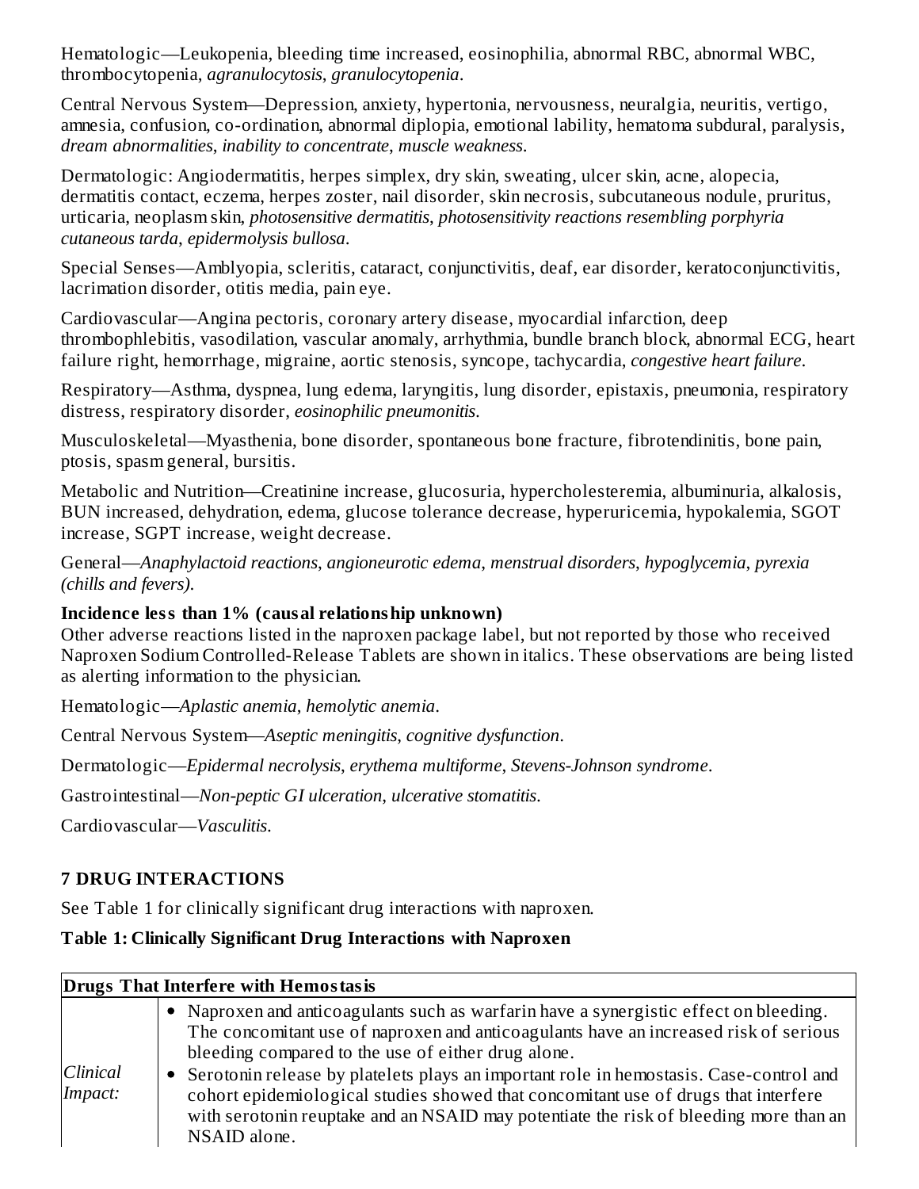Hematologic—Leukopenia, bleeding time increased, eosinophilia, abnormal RBC, abnormal WBC, thrombocytopenia, *agranulocytosis*, *granulocytopenia*.

Central Nervous System—Depression, anxiety, hypertonia, nervousness, neuralgia, neuritis, vertigo, amnesia, confusion, co-ordination, abnormal diplopia, emotional lability, hematoma subdural, paralysis, *dream abnormalities*, *inability to concentrate*, *muscle weakness*.

Dermatologic: Angiodermatitis, herpes simplex, dry skin, sweating, ulcer skin, acne, alopecia, dermatitis contact, eczema, herpes zoster, nail disorder, skin necrosis, subcutaneous nodule, pruritus, urticaria, neoplasm skin, *photosensitive dermatitis*, *photosensitivity reactions resembling porphyria cutaneous tarda*, *epidermolysis bullosa*.

Special Senses—Amblyopia, scleritis, cataract, conjunctivitis, deaf, ear disorder, keratoconjunctivitis, lacrimation disorder, otitis media, pain eye.

Cardiovascular—Angina pectoris, coronary artery disease, myocardial infarction, deep thrombophlebitis, vasodilation, vascular anomaly, arrhythmia, bundle branch block, abnormal ECG, heart failure right, hemorrhage, migraine, aortic stenosis, syncope, tachycardia, *congestive heart failure*.

Respiratory—Asthma, dyspnea, lung edema, laryngitis, lung disorder, epistaxis, pneumonia, respiratory distress, respiratory disorder, *eosinophilic pneumonitis*.

Musculoskeletal—Myasthenia, bone disorder, spontaneous bone fracture, fibrotendinitis, bone pain, ptosis, spasm general, bursitis.

Metabolic and Nutrition—Creatinine increase, glucosuria, hypercholesteremia, albuminuria, alkalosis, BUN increased, dehydration, edema, glucose tolerance decrease, hyperuricemia, hypokalemia, SGOT increase, SGPT increase, weight decrease.

General—*Anaphylactoid reactions*, *angioneurotic edema*, *menstrual disorders*, *hypoglycemia*, *pyrexia (chills and fevers)*.

**Incidence less than 1% (causal relationship unknown)**

Other adverse reactions listed in the naproxen package label, but not reported by those who received Naproxen Sodium Controlled-Release Tablets are shown in italics. These observations are being listed as alerting information to the physician.

Hematologic—*Aplastic anemia*, *hemolytic anemia*.

Central Nervous System—*Aseptic meningitis*, *cognitive dysfunction*.

Dermatologic—*Epidermal necrolysis*, *erythema multiforme*, *Stevens-Johnson syndrome*.

Gastrointestinal—*Non-peptic GI ulceration*, *ulcerative stomatitis*.

Cardiovascular—*Vasculitis*.

## 7 DRUG INTERACTIONS

See Table 1 for clinically significant drug interactions with naproxen.

**Table 1: Clinically Significant Drug Interactions with Naproxen**

| **Drugs That Interfere with Hemostasis** | |
|---|---|
| *Clinical Impact:* | • Naproxen and anticoagulants such as warfarin have a synergistic effect on bleeding. The concomitant use of naproxen and anticoagulants have an increased risk of serious bleeding compared to the use of either drug alone.<br>• Serotonin release by platelets plays an important role in hemostasis. Case-control and cohort epidemiological studies showed that concomitant use of drugs that interfere with serotonin reuptake and an NSAID may potentiate the risk of bleeding more than an NSAID alone. |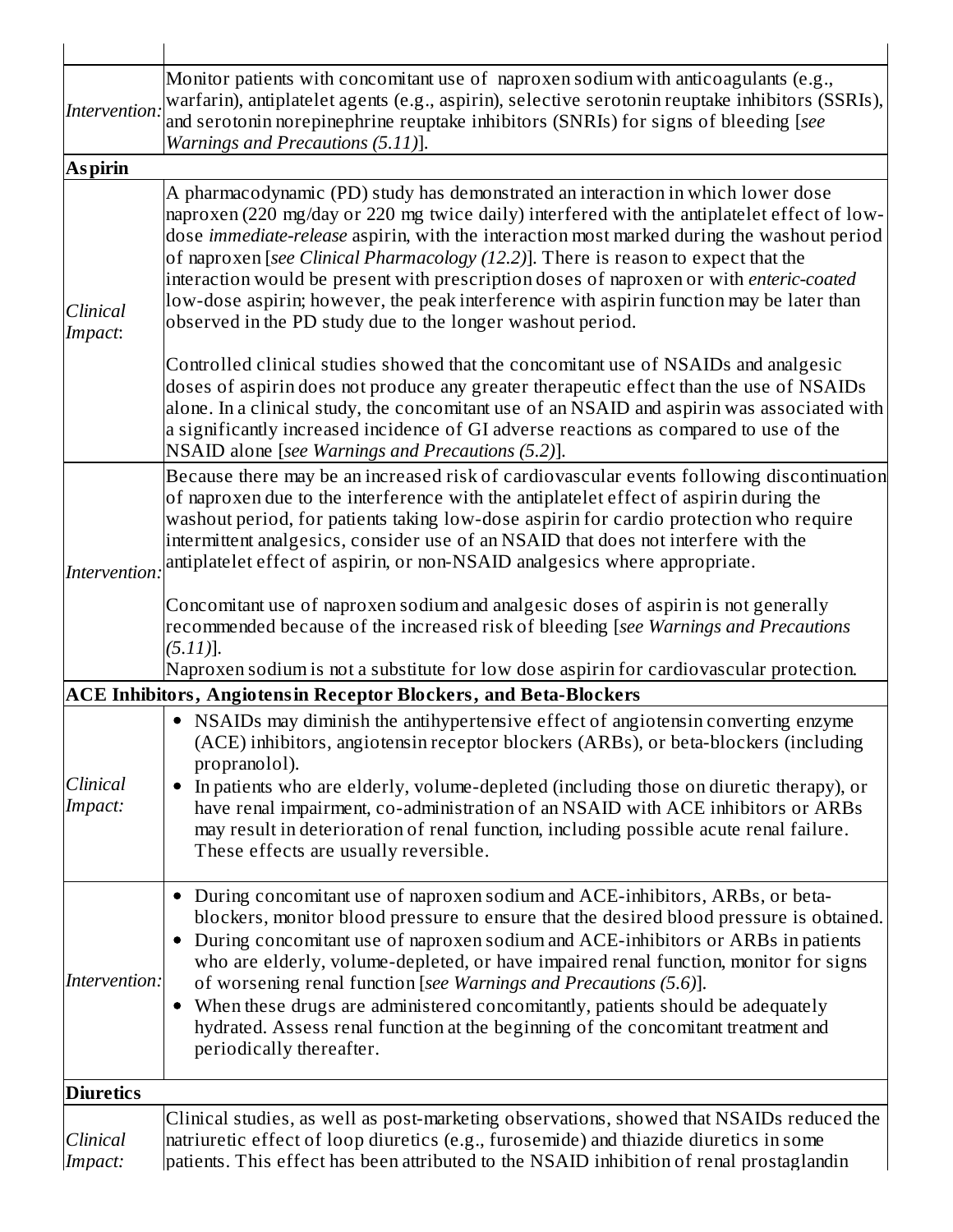| | |
|---|---|
| *Intervention:* | Monitor patients with concomitant use of naproxen sodium with anticoagulants (e.g., warfarin), antiplatelet agents (e.g., aspirin), selective serotonin reuptake inhibitors (SSRIs), and serotonin norepinephrine reuptake inhibitors (SNRIs) for signs of bleeding [*see Warnings and Precautions (5.11)*]. |
| **Aspirin** | |
| *Clinical Impact*: | A pharmacodynamic (PD) study has demonstrated an interaction in which lower dose naproxen (220 mg/day or 220 mg twice daily) interfered with the antiplatelet effect of low-dose *immediate-release* aspirin, with the interaction most marked during the washout period of naproxen [*see Clinical Pharmacology (12.2)*]. There is reason to expect that the interaction would be present with prescription doses of naproxen or with *enteric-coated* low-dose aspirin; however, the peak interference with aspirin function may be later than observed in the PD study due to the longer washout period.<br><br>Controlled clinical studies showed that the concomitant use of NSAIDs and analgesic doses of aspirin does not produce any greater therapeutic effect than the use of NSAIDs alone. In a clinical study, the concomitant use of an NSAID and aspirin was associated with a significantly increased incidence of GI adverse reactions as compared to use of the NSAID alone [*see Warnings and Precautions (5.2)*]. |
| *Intervention:* | Because there may be an increased risk of cardiovascular events following discontinuation of naproxen due to the interference with the antiplatelet effect of aspirin during the washout period, for patients taking low-dose aspirin for cardio protection who require intermittent analgesics, consider use of an NSAID that does not interfere with the antiplatelet effect of aspirin, or non-NSAID analgesics where appropriate.<br><br>Concomitant use of naproxen sodium and analgesic doses of aspirin is not generally recommended because of the increased risk of bleeding [*see Warnings and Precautions (5.11)*].<br>Naproxen sodium is not a substitute for low dose aspirin for cardiovascular protection. |
| **ACE Inhibitors, Angiotensin Receptor Blockers, and Beta-Blockers** | |
| *Clinical Impact:* | • NSAIDs may diminish the antihypertensive effect of angiotensin converting enzyme (ACE) inhibitors, angiotensin receptor blockers (ARBs), or beta-blockers (including propranolol).<br>• In patients who are elderly, volume-depleted (including those on diuretic therapy), or have renal impairment, co-administration of an NSAID with ACE inhibitors or ARBs may result in deterioration of renal function, including possible acute renal failure. These effects are usually reversible. |
| *Intervention:* | • During concomitant use of naproxen sodium and ACE-inhibitors, ARBs, or beta-blockers, monitor blood pressure to ensure that the desired blood pressure is obtained.<br>• During concomitant use of naproxen sodium and ACE-inhibitors or ARBs in patients who are elderly, volume-depleted, or have impaired renal function, monitor for signs of worsening renal function [*see Warnings and Precautions (5.6)*].<br>• When these drugs are administered concomitantly, patients should be adequately hydrated. Assess renal function at the beginning of the concomitant treatment and periodically thereafter. |
| **Diuretics** | |
| *Clinical Impact:* | Clinical studies, as well as post-marketing observations, showed that NSAIDs reduced the natriuretic effect of loop diuretics (e.g., furosemide) and thiazide diuretics in some patients. This effect has been attributed to the NSAID inhibition of renal prostaglandin |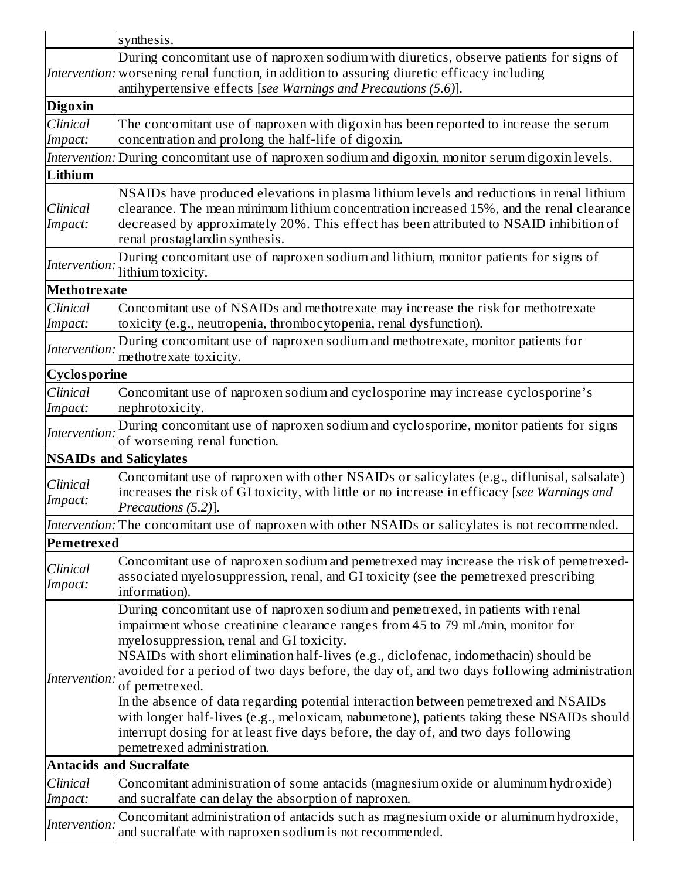| | |
|---|---|
| | synthesis. |
| *Intervention:* | During concomitant use of naproxen sodium with diuretics, observe patients for signs of worsening renal function, in addition to assuring diuretic efficacy including antihypertensive effects [*see Warnings and Precautions (5.6)*]. |
| **Digoxin** | |
| *Clinical Impact:* | The concomitant use of naproxen with digoxin has been reported to increase the serum concentration and prolong the half-life of digoxin. |
| *Intervention:* | During concomitant use of naproxen sodium and digoxin, monitor serum digoxin levels. |
| **Lithium** | |
| *Clinical Impact:* | NSAIDs have produced elevations in plasma lithium levels and reductions in renal lithium clearance. The mean minimum lithium concentration increased 15%, and the renal clearance decreased by approximately 20%. This effect has been attributed to NSAID inhibition of renal prostaglandin synthesis. |
| *Intervention:* | During concomitant use of naproxen sodium and lithium, monitor patients for signs of lithium toxicity. |
| **Methotrexate** | |
| *Clinical Impact:* | Concomitant use of NSAIDs and methotrexate may increase the risk for methotrexate toxicity (e.g., neutropenia, thrombocytopenia, renal dysfunction). |
| *Intervention:* | During concomitant use of naproxen sodium and methotrexate, monitor patients for methotrexate toxicity. |
| **Cyclosporine** | |
| *Clinical Impact:* | Concomitant use of naproxen sodium and cyclosporine may increase cyclosporine's nephrotoxicity. |
| *Intervention:* | During concomitant use of naproxen sodium and cyclosporine, monitor patients for signs of worsening renal function. |
| **NSAIDs and Salicylates** | |
| *Clinical Impact:* | Concomitant use of naproxen with other NSAIDs or salicylates (e.g., diflunisal, salsalate) increases the risk of GI toxicity, with little or no increase in efficacy [*see Warnings and Precautions (5.2)*]. |
| *Intervention:* | The concomitant use of naproxen with other NSAIDs or salicylates is not recommended. |
| **Pemetrexed** | |
| *Clinical Impact:* | Concomitant use of naproxen sodium and pemetrexed may increase the risk of pemetrexed-associated myelosuppression, renal, and GI toxicity (see the pemetrexed prescribing information). |
| *Intervention:* | During concomitant use of naproxen sodium and pemetrexed, in patients with renal impairment whose creatinine clearance ranges from 45 to 79 mL/min, monitor for myelosuppression, renal and GI toxicity.<br>NSAIDs with short elimination half-lives (e.g., diclofenac, indomethacin) should be avoided for a period of two days before, the day of, and two days following administration of pemetrexed.<br>In the absence of data regarding potential interaction between pemetrexed and NSAIDs with longer half-lives (e.g., meloxicam, nabumetone), patients taking these NSAIDs should interrupt dosing for at least five days before, the day of, and two days following pemetrexed administration. |
| **Antacids and Sucralfate** | |
| *Clinical Impact:* | Concomitant administration of some antacids (magnesium oxide or aluminum hydroxide) and sucralfate can delay the absorption of naproxen. |
| *Intervention:* | Concomitant administration of antacids such as magnesium oxide or aluminum hydroxide, and sucralfate with naproxen sodium is not recommended. |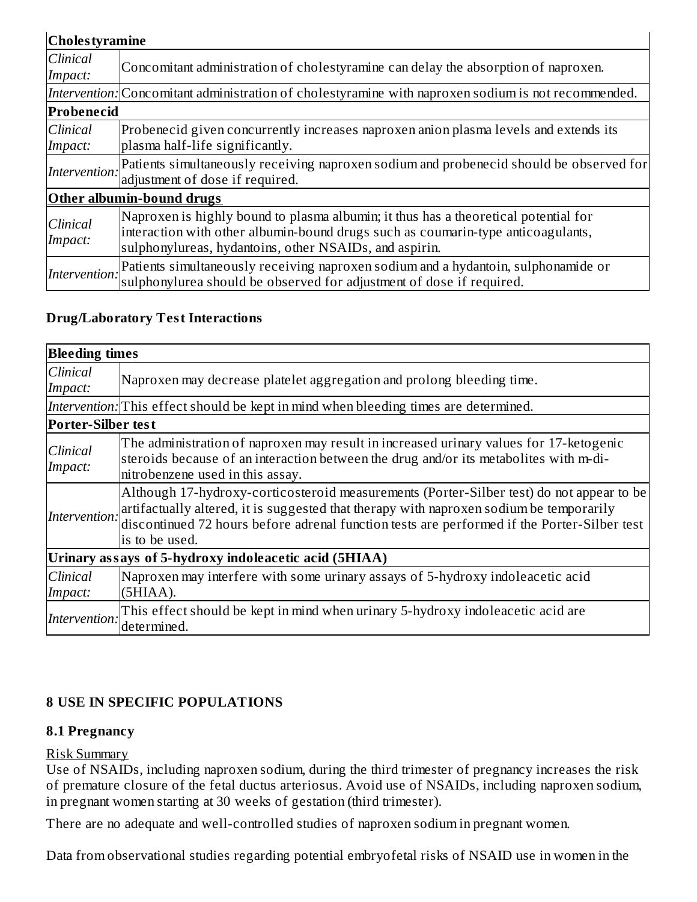| | |
|---|---|
| **Cholestyramine** | |
| *Clinical Impact:* | Concomitant administration of cholestyramine can delay the absorption of naproxen. |
| *Intervention:* | Concomitant administration of cholestyramine with naproxen sodium is not recommended. |
| **Probenecid** | |
| *Clinical Impact:* | Probenecid given concurrently increases naproxen anion plasma levels and extends its plasma half-life significantly. |
| *Intervention:* | Patients simultaneously receiving naproxen sodium and probenecid should be observed for adjustment of dose if required. |
| **Other albumin-bound drugs** | |
| *Clinical Impact:* | Naproxen is highly bound to plasma albumin; it thus has a theoretical potential for interaction with other albumin-bound drugs such as coumarin-type anticoagulants, sulphonylureas, hydantoins, other NSAIDs, and aspirin. |
| *Intervention:* | Patients simultaneously receiving naproxen sodium and a hydantoin, sulphonamide or sulphonylurea should be observed for adjustment of dose if required. |

**Drug/Laboratory Test Interactions**

| | |
|---|---|
| **Bleeding times** | |
| *Clinical Impact:* | Naproxen may decrease platelet aggregation and prolong bleeding time. |
| *Intervention:* | This effect should be kept in mind when bleeding times are determined. |
| **Porter-Silber test** | |
| *Clinical Impact:* | The administration of naproxen may result in increased urinary values for 17-ketogenic steroids because of an interaction between the drug and/or its metabolites with m-di-nitrobenzene used in this assay. |
| *Intervention:* | Although 17-hydroxy-corticosteroid measurements (Porter-Silber test) do not appear to be artifactually altered, it is suggested that therapy with naproxen sodium be temporarily discontinued 72 hours before adrenal function tests are performed if the Porter-Silber test is to be used. |
| **Urinary assays of 5-hydroxy indoleacetic acid (5HIAA)** | |
| *Clinical Impact:* | Naproxen may interfere with some urinary assays of 5-hydroxy indoleacetic acid (5HIAA). |
| *Intervention:* | This effect should be kept in mind when urinary 5-hydroxy indoleacetic acid are determined. |

## 8 USE IN SPECIFIC POPULATIONS

### 8.1 Pregnancy

Risk Summary

Use of NSAIDs, including naproxen sodium, during the third trimester of pregnancy increases the risk of premature closure of the fetal ductus arteriosus. Avoid use of NSAIDs, including naproxen sodium, in pregnant women starting at 30 weeks of gestation (third trimester).

There are no adequate and well-controlled studies of naproxen sodium in pregnant women.

Data from observational studies regarding potential embryofetal risks of NSAID use in women in the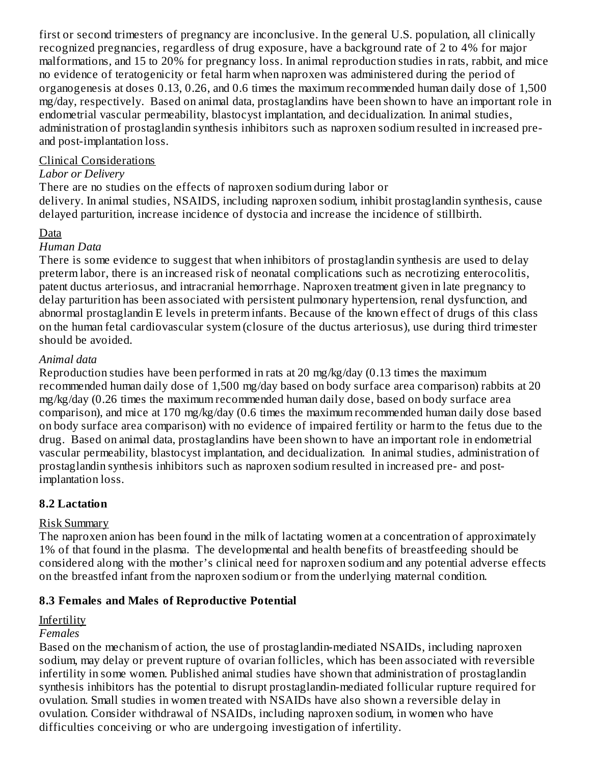first or second trimesters of pregnancy are inconclusive. In the general U.S. population, all clinically recognized pregnancies, regardless of drug exposure, have a background rate of 2 to 4% for major malformations, and 15 to 20% for pregnancy loss. In animal reproduction studies in rats, rabbit, and mice no evidence of teratogenicity or fetal harm when naproxen was administered during the period of organogenesis at doses 0.13, 0.26, and 0.6 times the maximum recommended human daily dose of 1,500 mg/day, respectively. Based on animal data, prostaglandins have been shown to have an important role in endometrial vascular permeability, blastocyst implantation, and decidualization. In animal studies, administration of prostaglandin synthesis inhibitors such as naproxen sodium resulted in increased pre- and post-implantation loss.

Clinical Considerations

*Labor or Delivery*

There are no studies on the effects of naproxen sodium during labor or delivery. In animal studies, NSAIDS, including naproxen sodium, inhibit prostaglandin synthesis, cause delayed parturition, increase incidence of dystocia and increase the incidence of stillbirth.

Data

*Human Data*

There is some evidence to suggest that when inhibitors of prostaglandin synthesis are used to delay preterm labor, there is an increased risk of neonatal complications such as necrotizing enterocolitis, patent ductus arteriosus, and intracranial hemorrhage. Naproxen treatment given in late pregnancy to delay parturition has been associated with persistent pulmonary hypertension, renal dysfunction, and abnormal prostaglandin E levels in preterm infants. Because of the known effect of drugs of this class on the human fetal cardiovascular system (closure of the ductus arteriosus), use during third trimester should be avoided.

*Animal data*

Reproduction studies have been performed in rats at 20 mg/kg/day (0.13 times the maximum recommended human daily dose of 1,500 mg/day based on body surface area comparison) rabbits at 20 mg/kg/day (0.26 times the maximum recommended human daily dose, based on body surface area comparison), and mice at 170 mg/kg/day (0.6 times the maximum recommended human daily dose based on body surface area comparison) with no evidence of impaired fertility or harm to the fetus due to the drug. Based on animal data, prostaglandins have been shown to have an important role in endometrial vascular permeability, blastocyst implantation, and decidualization. In animal studies, administration of prostaglandin synthesis inhibitors such as naproxen sodium resulted in increased pre- and post-implantation loss.

### 8.2 Lactation

Risk Summary

The naproxen anion has been found in the milk of lactating women at a concentration of approximately 1% of that found in the plasma. The developmental and health benefits of breastfeeding should be considered along with the mother's clinical need for naproxen sodium and any potential adverse effects on the breastfed infant from the naproxen sodium or from the underlying maternal condition.

### 8.3 Females and Males of Reproductive Potential

Infertility

*Females*

Based on the mechanism of action, the use of prostaglandin-mediated NSAIDs, including naproxen sodium, may delay or prevent rupture of ovarian follicles, which has been associated with reversible infertility in some women. Published animal studies have shown that administration of prostaglandin synthesis inhibitors has the potential to disrupt prostaglandin-mediated follicular rupture required for ovulation. Small studies in women treated with NSAIDs have also shown a reversible delay in ovulation. Consider withdrawal of NSAIDs, including naproxen sodium, in women who have difficulties conceiving or who are undergoing investigation of infertility.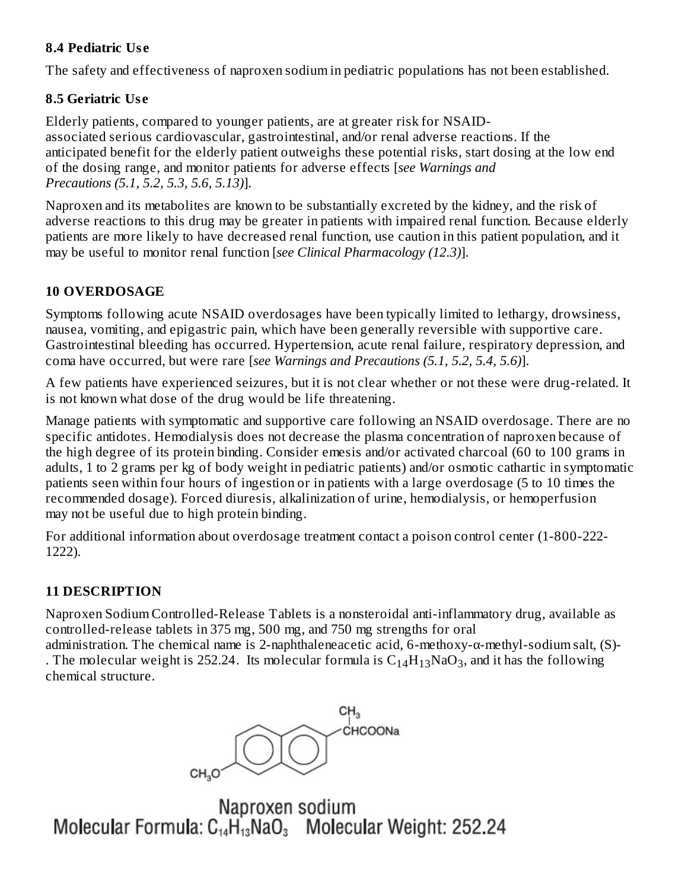### 8.4 Pediatric Use

The safety and effectiveness of naproxen sodium in pediatric populations has not been established.

### 8.5 Geriatric Use

Elderly patients, compared to younger patients, are at greater risk for NSAID-associated serious cardiovascular, gastrointestinal, and/or renal adverse reactions. If the anticipated benefit for the elderly patient outweighs these potential risks, start dosing at the low end of the dosing range, and monitor patients for adverse effects [*see Warnings and Precautions (5.1, 5.2, 5.3, 5.6, 5.13)*].

Naproxen and its metabolites are known to be substantially excreted by the kidney, and the risk of adverse reactions to this drug may be greater in patients with impaired renal function. Because elderly patients are more likely to have decreased renal function, use caution in this patient population, and it may be useful to monitor renal function [*see Clinical Pharmacology (12.3)*].

## 10 OVERDOSAGE

Symptoms following acute NSAID overdosages have been typically limited to lethargy, drowsiness, nausea, vomiting, and epigastric pain, which have been generally reversible with supportive care. Gastrointestinal bleeding has occurred. Hypertension, acute renal failure, respiratory depression, and coma have occurred, but were rare [*see Warnings and Precautions (5.1, 5.2, 5.4, 5.6)*].

A few patients have experienced seizures, but it is not clear whether or not these were drug-related. It is not known what dose of the drug would be life threatening.

Manage patients with symptomatic and supportive care following an NSAID overdosage. There are no specific antidotes. Hemodialysis does not decrease the plasma concentration of naproxen because of the high degree of its protein binding. Consider emesis and/or activated charcoal (60 to 100 grams in adults, 1 to 2 grams per kg of body weight in pediatric patients) and/or osmotic cathartic in symptomatic patients seen within four hours of ingestion or in patients with a large overdosage (5 to 10 times the recommended dosage). Forced diuresis, alkalinization of urine, hemodialysis, or hemoperfusion may not be useful due to high protein binding.

For additional information about overdosage treatment contact a poison control center (1-800-222-1222).

## 11 DESCRIPTION

Naproxen Sodium Controlled-Release Tablets is a nonsteroidal anti-inflammatory drug, available as controlled-release tablets in 375 mg, 500 mg, and 750 mg strengths for oral administration. The chemical name is 2-naphthaleneacetic acid, 6-methoxy-α-methyl-sodium salt, (S)-. The molecular weight is 252.24. Its molecular formula is $C_{14}H_{13}NaO_3$, and it has the following chemical structure.

CH3
CHCOONa
CH3O

Naproxen sodium

Molecular Formula: $C_{14}H_{13}NaO_3$ Molecular Weight: 252.24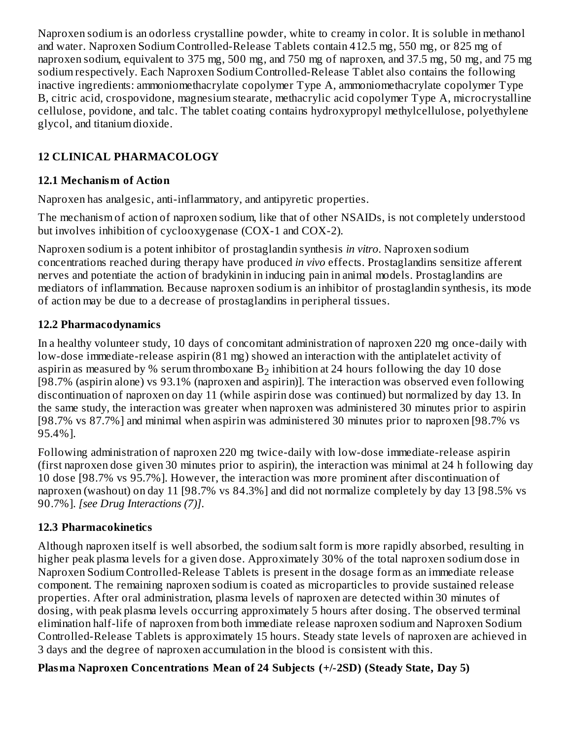Naproxen sodium is an odorless crystalline powder, white to creamy in color. It is soluble in methanol and water. Naproxen Sodium Controlled-Release Tablets contain 412.5 mg, 550 mg, or 825 mg of naproxen sodium, equivalent to 375 mg, 500 mg, and 750 mg of naproxen, and 37.5 mg, 50 mg, and 75 mg sodium respectively. Each Naproxen Sodium Controlled-Release Tablet also contains the following inactive ingredients: ammoniomethacrylate copolymer Type A, ammoniomethacrylate copolymer Type B, citric acid, crospovidone, magnesium stearate, methacrylic acid copolymer Type A, microcrystalline cellulose, povidone, and talc. The tablet coating contains hydroxypropyl methylcellulose, polyethylene glycol, and titanium dioxide.

## 12 CLINICAL PHARMACOLOGY

### 12.1 Mechanism of Action

Naproxen has analgesic, anti-inflammatory, and antipyretic properties.

The mechanism of action of naproxen sodium, like that of other NSAIDs, is not completely understood but involves inhibition of cyclooxygenase (COX-1 and COX-2).

Naproxen sodium is a potent inhibitor of prostaglandin synthesis *in vitro*. Naproxen sodium concentrations reached during therapy have produced *in vivo* effects. Prostaglandins sensitize afferent nerves and potentiate the action of bradykinin in inducing pain in animal models. Prostaglandins are mediators of inflammation. Because naproxen sodium is an inhibitor of prostaglandin synthesis, its mode of action may be due to a decrease of prostaglandins in peripheral tissues.

### 12.2 Pharmacodynamics

In a healthy volunteer study, 10 days of concomitant administration of naproxen 220 mg once-daily with low-dose immediate-release aspirin (81 mg) showed an interaction with the antiplatelet activity of aspirin as measured by % serum thromboxane $B_2$ inhibition at 24 hours following the day 10 dose [98.7% (aspirin alone) vs 93.1% (naproxen and aspirin)]. The interaction was observed even following discontinuation of naproxen on day 11 (while aspirin dose was continued) but normalized by day 13. In the same study, the interaction was greater when naproxen was administered 30 minutes prior to aspirin [98.7% vs 87.7%] and minimal when aspirin was administered 30 minutes prior to naproxen [98.7% vs 95.4%].

Following administration of naproxen 220 mg twice-daily with low-dose immediate-release aspirin (first naproxen dose given 30 minutes prior to aspirin), the interaction was minimal at 24 h following day 10 dose [98.7% vs 95.7%]. However, the interaction was more prominent after discontinuation of naproxen (washout) on day 11 [98.7% vs 84.3%] and did not normalize completely by day 13 [98.5% vs 90.7%]. *[see Drug Interactions (7)]*.

### 12.3 Pharmacokinetics

Although naproxen itself is well absorbed, the sodium salt form is more rapidly absorbed, resulting in higher peak plasma levels for a given dose. Approximately 30% of the total naproxen sodium dose in Naproxen Sodium Controlled-Release Tablets is present in the dosage form as an immediate release component. The remaining naproxen sodium is coated as microparticles to provide sustained release properties. After oral administration, plasma levels of naproxen are detected within 30 minutes of dosing, with peak plasma levels occurring approximately 5 hours after dosing. The observed terminal elimination half-life of naproxen from both immediate release naproxen sodium and Naproxen Sodium Controlled-Release Tablets is approximately 15 hours. Steady state levels of naproxen are achieved in 3 days and the degree of naproxen accumulation in the blood is consistent with this.

**Plasma Naproxen Concentrations Mean of 24 Subjects (+/-2SD) (Steady State, Day 5)**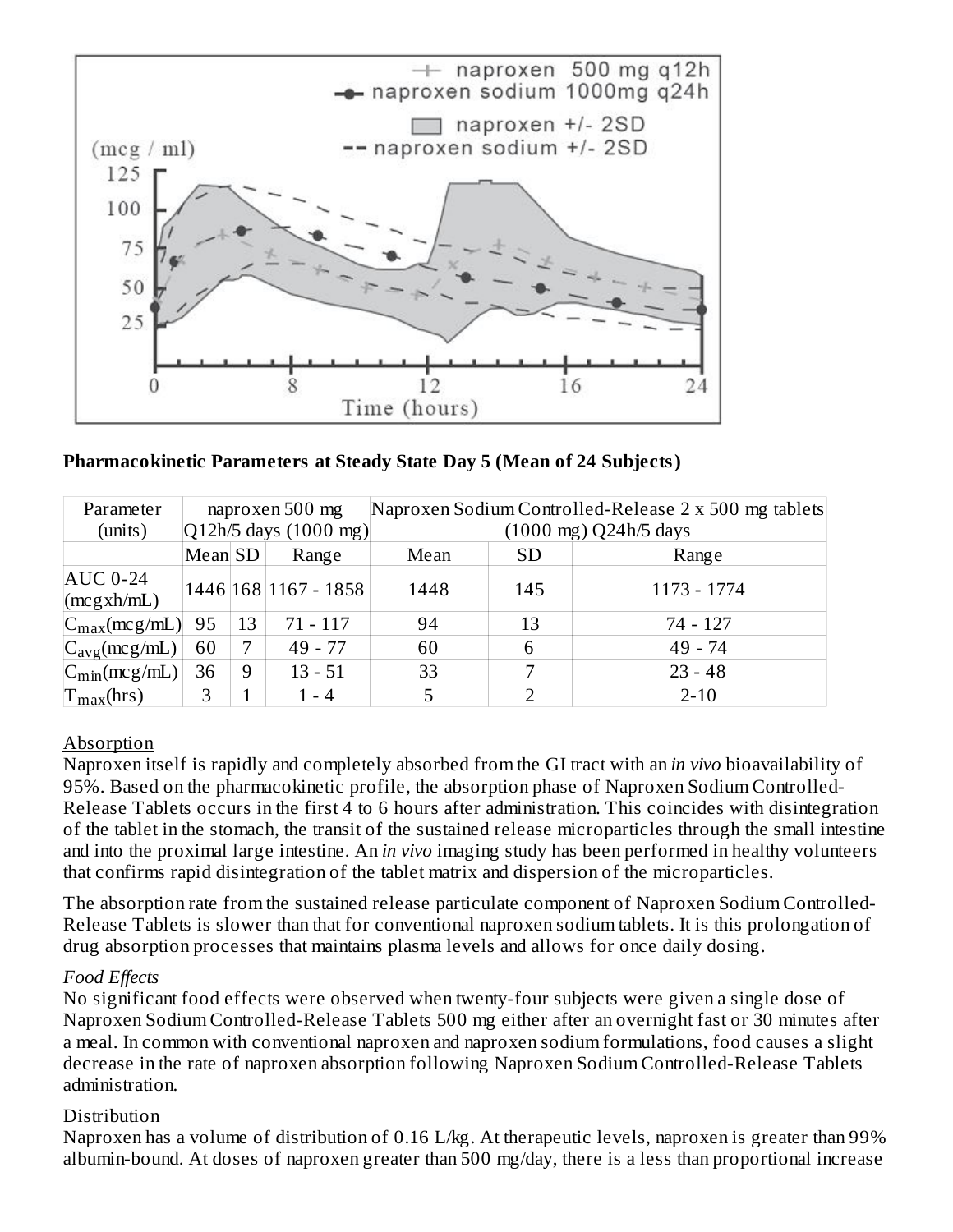naproxen 500 mg q12h
naproxen sodium 1000mg q24h
naproxen +/- 2SD
naproxen sodium +/- 2SD
(mcg / ml)
125
100
75
50
25
0
8
12
16
24
Time (hours)

**Pharmacokinetic Parameters at Steady State Day 5 (Mean of 24 Subjects)**

| Parameter (units) | naproxen 500 mg Q12h/5 days (1000 mg) | | | Naproxen Sodium Controlled-Release 2 x 500 mg tablets (1000 mg) Q24h/5 days | | |
|---|---|---|---|---|---|---|
| | Mean | SD | Range | Mean | SD | Range |
| AUC 0-24 (mcgxh/mL) | 1446 | 168 | 1167 - 1858 | 1448 | 145 | 1173 - 1774 |
| $C_{max}$(mcg/mL) | 95 | 13 | 71 - 117 | 94 | 13 | 74 - 127 |
| $C_{avg}$(mcg/mL) | 60 | 7 | 49 - 77 | 60 | 6 | 49 - 74 |
| $C_{min}$(mcg/mL) | 36 | 9 | 13 - 51 | 33 | 7 | 23 - 48 |
| $T_{max}$(hrs) | 3 | 1 | 1 - 4 | 5 | 2 | 2-10 |

Absorption

Naproxen itself is rapidly and completely absorbed from the GI tract with an *in vivo* bioavailability of 95%. Based on the pharmacokinetic profile, the absorption phase of Naproxen Sodium Controlled-Release Tablets occurs in the first 4 to 6 hours after administration. This coincides with disintegration of the tablet in the stomach, the transit of the sustained release microparticles through the small intestine and into the proximal large intestine. An *in vivo* imaging study has been performed in healthy volunteers that confirms rapid disintegration of the tablet matrix and dispersion of the microparticles.

The absorption rate from the sustained release particulate component of Naproxen Sodium Controlled-Release Tablets is slower than that for conventional naproxen sodium tablets. It is this prolongation of drug absorption processes that maintains plasma levels and allows for once daily dosing.

*Food Effects*

No significant food effects were observed when twenty-four subjects were given a single dose of Naproxen Sodium Controlled-Release Tablets 500 mg either after an overnight fast or 30 minutes after a meal. In common with conventional naproxen and naproxen sodium formulations, food causes a slight decrease in the rate of naproxen absorption following Naproxen Sodium Controlled-Release Tablets administration.

Distribution

Naproxen has a volume of distribution of 0.16 L/kg. At therapeutic levels, naproxen is greater than 99% albumin-bound. At doses of naproxen greater than 500 mg/day, there is a less than proportional increase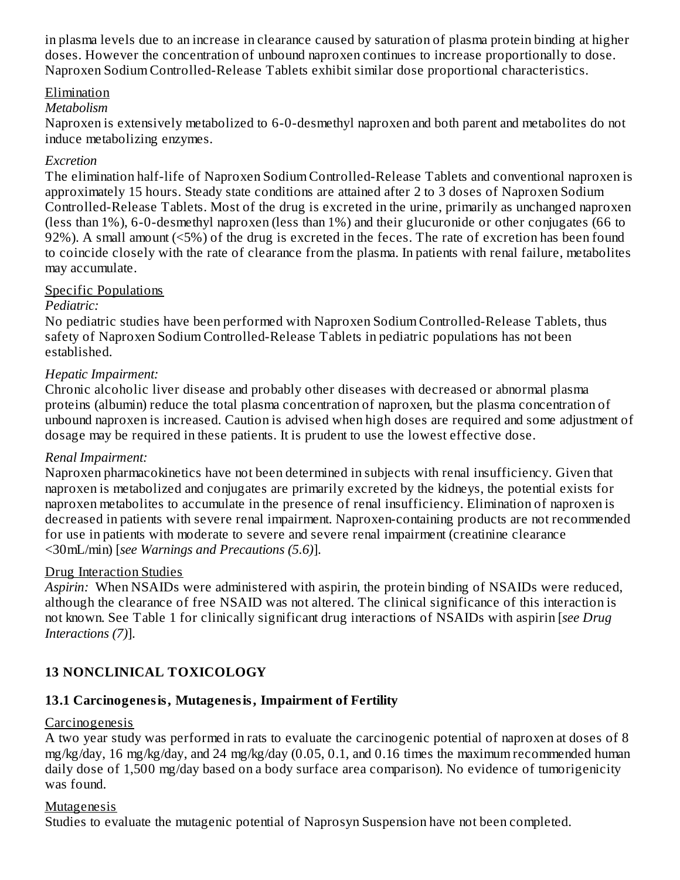in plasma levels due to an increase in clearance caused by saturation of plasma protein binding at higher doses. However the concentration of unbound naproxen continues to increase proportionally to dose. Naproxen Sodium Controlled-Release Tablets exhibit similar dose proportional characteristics.

Elimination

*Metabolism*

Naproxen is extensively metabolized to 6-0-desmethyl naproxen and both parent and metabolites do not induce metabolizing enzymes.

*Excretion*

The elimination half-life of Naproxen Sodium Controlled-Release Tablets and conventional naproxen is approximately 15 hours. Steady state conditions are attained after 2 to 3 doses of Naproxen Sodium Controlled-Release Tablets. Most of the drug is excreted in the urine, primarily as unchanged naproxen (less than 1%), 6-0-desmethyl naproxen (less than 1%) and their glucuronide or other conjugates (66 to 92%). A small amount (<5%) of the drug is excreted in the feces. The rate of excretion has been found to coincide closely with the rate of clearance from the plasma. In patients with renal failure, metabolites may accumulate.

Specific Populations

*Pediatric:*

No pediatric studies have been performed with Naproxen Sodium Controlled-Release Tablets, thus safety of Naproxen Sodium Controlled-Release Tablets in pediatric populations has not been established.

*Hepatic Impairment:*

Chronic alcoholic liver disease and probably other diseases with decreased or abnormal plasma proteins (albumin) reduce the total plasma concentration of naproxen, but the plasma concentration of unbound naproxen is increased. Caution is advised when high doses are required and some adjustment of dosage may be required in these patients. It is prudent to use the lowest effective dose.

*Renal Impairment:*

Naproxen pharmacokinetics have not been determined in subjects with renal insufficiency. Given that naproxen is metabolized and conjugates are primarily excreted by the kidneys, the potential exists for naproxen metabolites to accumulate in the presence of renal insufficiency. Elimination of naproxen is decreased in patients with severe renal impairment. Naproxen-containing products are not recommended for use in patients with moderate to severe and severe renal impairment (creatinine clearance <30mL/min) [*see Warnings and Precautions (5.6)*].

Drug Interaction Studies

*Aspirin:* When NSAIDs were administered with aspirin, the protein binding of NSAIDs were reduced, although the clearance of free NSAID was not altered. The clinical significance of this interaction is not known. See Table 1 for clinically significant drug interactions of NSAIDs with aspirin [*see Drug Interactions (7)*].

## 13 NONCLINICAL TOXICOLOGY

### 13.1 Carcinogenesis, Mutagenesis, Impairment of Fertility

Carcinogenesis

A two year study was performed in rats to evaluate the carcinogenic potential of naproxen at doses of 8 mg/kg/day, 16 mg/kg/day, and 24 mg/kg/day (0.05, 0.1, and 0.16 times the maximum recommended human daily dose of 1,500 mg/day based on a body surface area comparison). No evidence of tumorigenicity was found.

Mutagenesis

Studies to evaluate the mutagenic potential of Naprosyn Suspension have not been completed.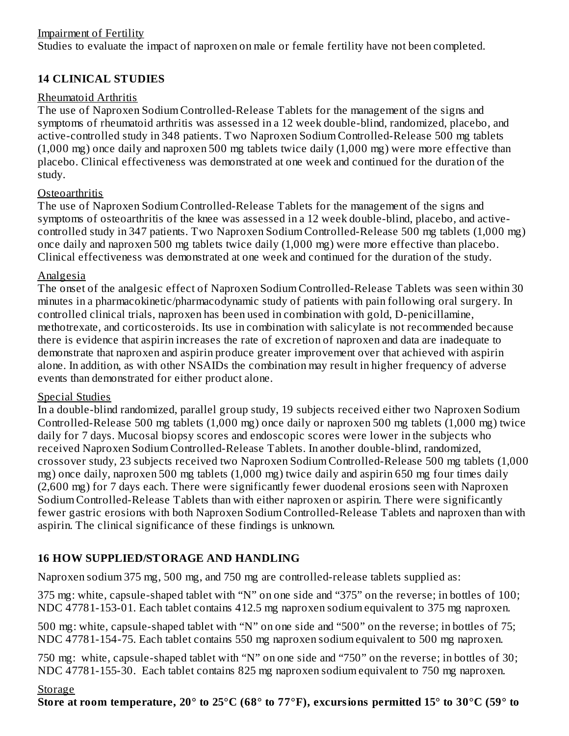Impairment of Fertility

Studies to evaluate the impact of naproxen on male or female fertility have not been completed.

## 14 CLINICAL STUDIES

Rheumatoid Arthritis

The use of Naproxen Sodium Controlled-Release Tablets for the management of the signs and symptoms of rheumatoid arthritis was assessed in a 12 week double-blind, randomized, placebo, and active-controlled study in 348 patients. Two Naproxen Sodium Controlled-Release 500 mg tablets (1,000 mg) once daily and naproxen 500 mg tablets twice daily (1,000 mg) were more effective than placebo. Clinical effectiveness was demonstrated at one week and continued for the duration of the study.

Osteoarthritis

The use of Naproxen Sodium Controlled-Release Tablets for the management of the signs and symptoms of osteoarthritis of the knee was assessed in a 12 week double-blind, placebo, and active-controlled study in 347 patients. Two Naproxen Sodium Controlled-Release 500 mg tablets (1,000 mg) once daily and naproxen 500 mg tablets twice daily (1,000 mg) were more effective than placebo. Clinical effectiveness was demonstrated at one week and continued for the duration of the study.

Analgesia

The onset of the analgesic effect of Naproxen Sodium Controlled-Release Tablets was seen within 30 minutes in a pharmacokinetic/pharmacodynamic study of patients with pain following oral surgery. In controlled clinical trials, naproxen has been used in combination with gold, D-penicillamine, methotrexate, and corticosteroids. Its use in combination with salicylate is not recommended because there is evidence that aspirin increases the rate of excretion of naproxen and data are inadequate to demonstrate that naproxen and aspirin produce greater improvement over that achieved with aspirin alone. In addition, as with other NSAIDs the combination may result in higher frequency of adverse events than demonstrated for either product alone.

Special Studies

In a double-blind randomized, parallel group study, 19 subjects received either two Naproxen Sodium Controlled-Release 500 mg tablets (1,000 mg) once daily or naproxen 500 mg tablets (1,000 mg) twice daily for 7 days. Mucosal biopsy scores and endoscopic scores were lower in the subjects who received Naproxen Sodium Controlled-Release Tablets. In another double-blind, randomized, crossover study, 23 subjects received two Naproxen Sodium Controlled-Release 500 mg tablets (1,000 mg) once daily, naproxen 500 mg tablets (1,000 mg) twice daily and aspirin 650 mg four times daily (2,600 mg) for 7 days each. There were significantly fewer duodenal erosions seen with Naproxen Sodium Controlled-Release Tablets than with either naproxen or aspirin. There were significantly fewer gastric erosions with both Naproxen Sodium Controlled-Release Tablets and naproxen than with aspirin. The clinical significance of these findings is unknown.

## 16 HOW SUPPLIED/STORAGE AND HANDLING

Naproxen sodium 375 mg, 500 mg, and 750 mg are controlled-release tablets supplied as:

375 mg: white, capsule-shaped tablet with "N" on one side and "375" on the reverse; in bottles of 100; NDC 47781-153-01. Each tablet contains 412.5 mg naproxen sodium equivalent to 375 mg naproxen.

500 mg: white, capsule-shaped tablet with "N" on one side and "500" on the reverse; in bottles of 75; NDC 47781-154-75. Each tablet contains 550 mg naproxen sodium equivalent to 500 mg naproxen.

750 mg: white, capsule-shaped tablet with "N" on one side and "750" on the reverse; in bottles of 30; NDC 47781-155-30. Each tablet contains 825 mg naproxen sodium equivalent to 750 mg naproxen.

Storage

**Store at room temperature, 20° to 25°C (68° to 77°F), excursions permitted 15° to 30°C (59° to**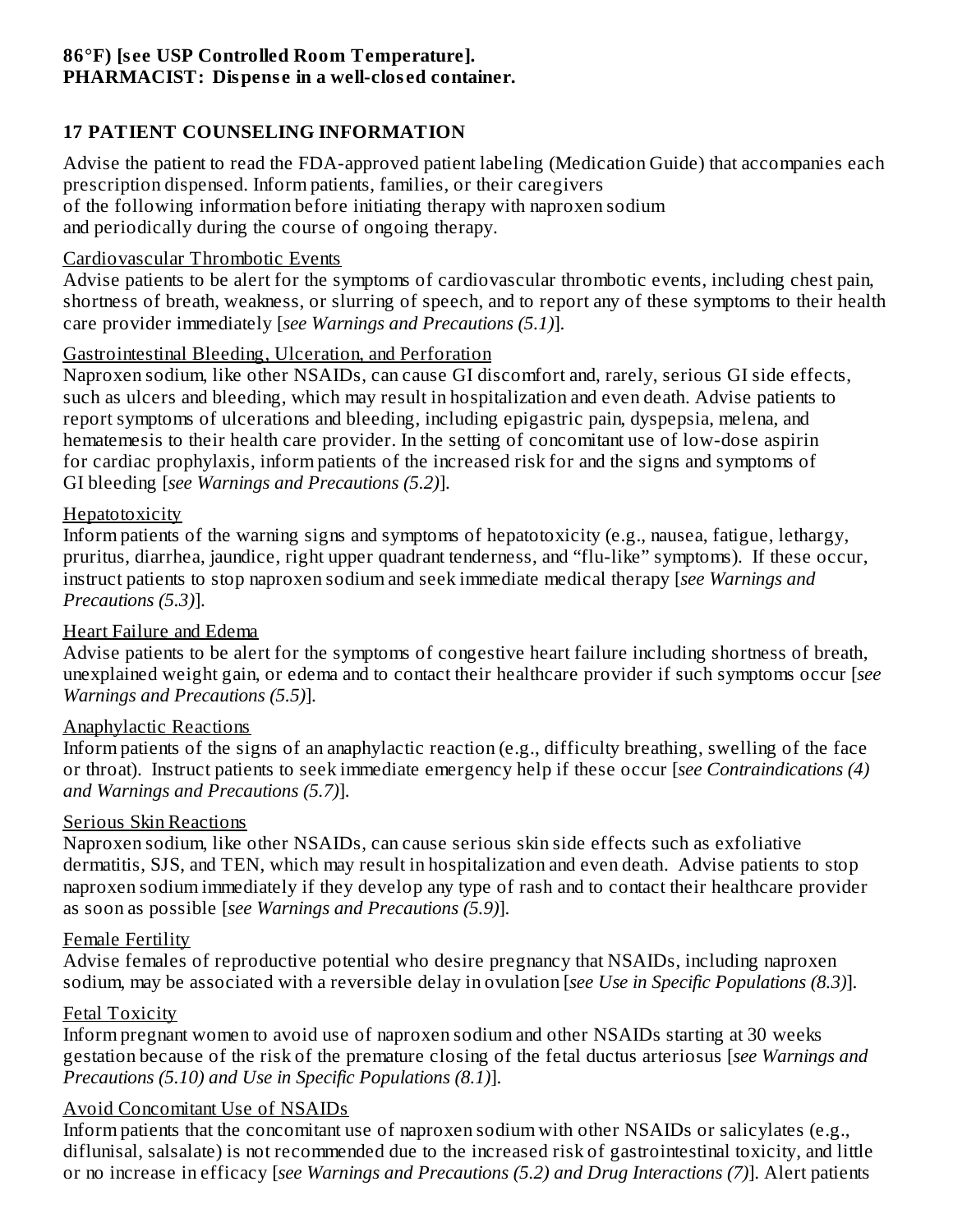**86°F) [see USP Controlled Room Temperature].**
**PHARMACIST: Dispense in a well-closed container.**

## 17 PATIENT COUNSELING INFORMATION

Advise the patient to read the FDA-approved patient labeling (Medication Guide) that accompanies each prescription dispensed. Inform patients, families, or their caregivers of the following information before initiating therapy with naproxen sodium and periodically during the course of ongoing therapy.

Cardiovascular Thrombotic Events
Advise patients to be alert for the symptoms of cardiovascular thrombotic events, including chest pain, shortness of breath, weakness, or slurring of speech, and to report any of these symptoms to their health care provider immediately [*see Warnings and Precautions (5.1)*].

Gastrointestinal Bleeding, Ulceration, and Perforation
Naproxen sodium, like other NSAIDs, can cause GI discomfort and, rarely, serious GI side effects, such as ulcers and bleeding, which may result in hospitalization and even death. Advise patients to report symptoms of ulcerations and bleeding, including epigastric pain, dyspepsia, melena, and hematemesis to their health care provider. In the setting of concomitant use of low-dose aspirin for cardiac prophylaxis, inform patients of the increased risk for and the signs and symptoms of GI bleeding [*see Warnings and Precautions (5.2)*].

Hepatotoxicity
Inform patients of the warning signs and symptoms of hepatotoxicity (e.g., nausea, fatigue, lethargy, pruritus, diarrhea, jaundice, right upper quadrant tenderness, and "flu-like" symptoms). If these occur, instruct patients to stop naproxen sodium and seek immediate medical therapy [*see Warnings and Precautions (5.3)*].

Heart Failure and Edema
Advise patients to be alert for the symptoms of congestive heart failure including shortness of breath, unexplained weight gain, or edema and to contact their healthcare provider if such symptoms occur [*see Warnings and Precautions (5.5)*].

Anaphylactic Reactions
Inform patients of the signs of an anaphylactic reaction (e.g., difficulty breathing, swelling of the face or throat). Instruct patients to seek immediate emergency help if these occur [*see Contraindications (4) and Warnings and Precautions (5.7)*].

Serious Skin Reactions
Naproxen sodium, like other NSAIDs, can cause serious skin side effects such as exfoliative dermatitis, SJS, and TEN, which may result in hospitalization and even death. Advise patients to stop naproxen sodium immediately if they develop any type of rash and to contact their healthcare provider as soon as possible [*see Warnings and Precautions (5.9)*].

Female Fertility
Advise females of reproductive potential who desire pregnancy that NSAIDs, including naproxen sodium, may be associated with a reversible delay in ovulation [*see Use in Specific Populations (8.3)*].

Fetal Toxicity
Inform pregnant women to avoid use of naproxen sodium and other NSAIDs starting at 30 weeks gestation because of the risk of the premature closing of the fetal ductus arteriosus [*see Warnings and Precautions (5.10) and Use in Specific Populations (8.1)*].

Avoid Concomitant Use of NSAIDs
Inform patients that the concomitant use of naproxen sodium with other NSAIDs or salicylates (e.g., diflunisal, salsalate) is not recommended due to the increased risk of gastrointestinal toxicity, and little or no increase in efficacy [*see Warnings and Precautions (5.2) and Drug Interactions (7)*]. Alert patients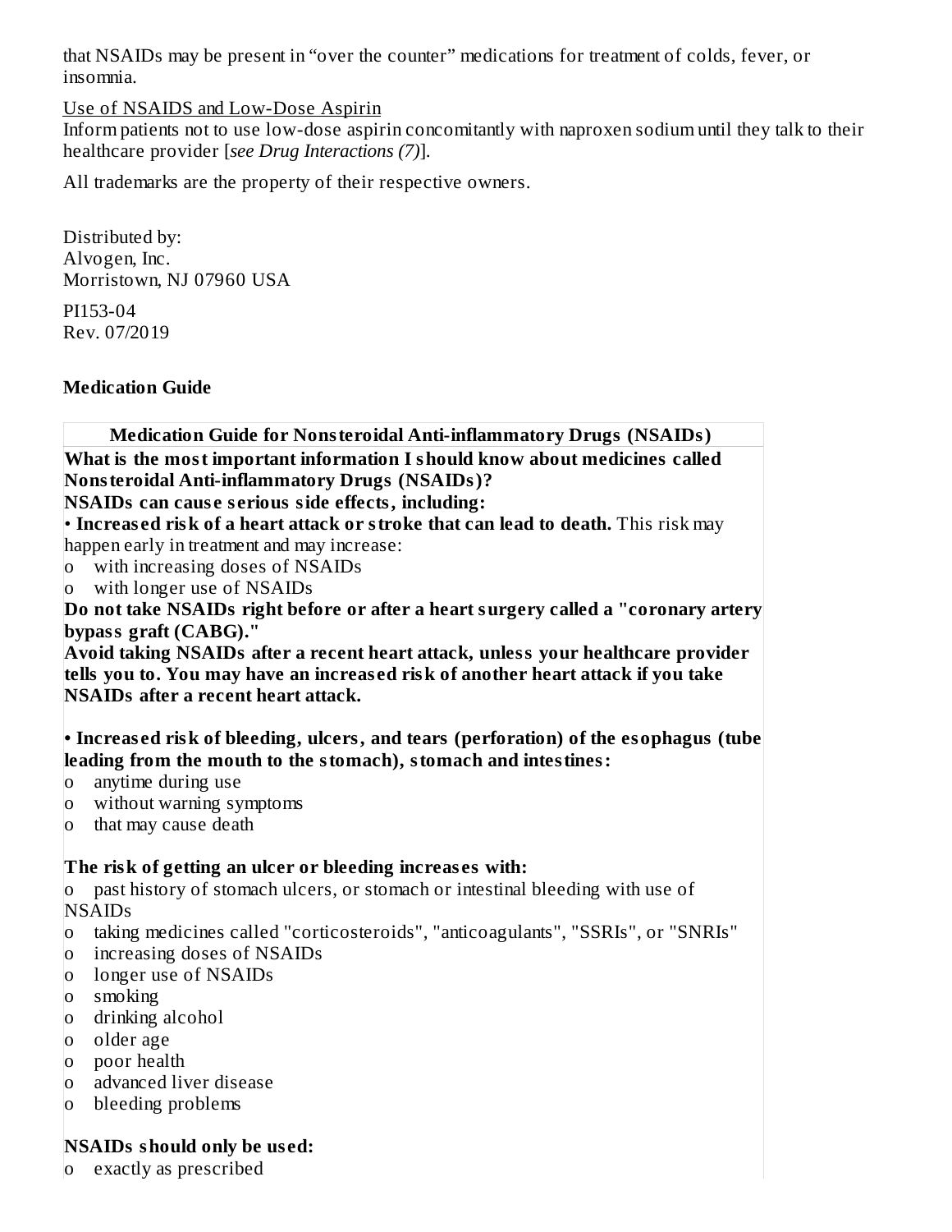that NSAIDs may be present in “over the counter” medications for treatment of colds, fever, or insomnia.

Use of NSAIDS and Low-Dose Aspirin

Inform patients not to use low-dose aspirin concomitantly with naproxen sodium until they talk to their healthcare provider [*see Drug Interactions (7)*].

All trademarks are the property of their respective owners.

Distributed by:
Alvogen, Inc.
Morristown, NJ 07960 USA

PI153-04
Rev. 07/2019

**Medication Guide**

| **Medication Guide for Nonsteroidal Anti-inflammatory Drugs (NSAIDs)** |
|---|
| **What is the most important information I should know about medicines called Nonsteroidal Anti-inflammatory Drugs (NSAIDs)?**<br>**NSAIDs can cause serious side effects, including:**<br>• **Increased risk of a heart attack or stroke that can lead to death.** This risk may happen early in treatment and may increase:<br>o with increasing doses of NSAIDs<br>o with longer use of NSAIDs<br>**Do not take NSAIDs right before or after a heart surgery called a "coronary artery bypass graft (CABG)."**<br>**Avoid taking NSAIDs after a recent heart attack, unless your healthcare provider tells you to. You may have an increased risk of another heart attack if you take NSAIDs after a recent heart attack.**<br><br>**• Increased risk of bleeding, ulcers, and tears (perforation) of the esophagus (tube leading from the mouth to the stomach), stomach and intestines:**<br>o anytime during use<br>o without warning symptoms<br>o that may cause death<br><br>**The risk of getting an ulcer or bleeding increases with:**<br>o past history of stomach ulcers, or stomach or intestinal bleeding with use of NSAIDs<br>o taking medicines called "corticosteroids", "anticoagulants", "SSRIs", or "SNRIs"<br>o increasing doses of NSAIDs<br>o longer use of NSAIDs<br>o smoking<br>o drinking alcohol<br>o older age<br>o poor health<br>o advanced liver disease<br>o bleeding problems<br><br>**NSAIDs should only be used:**<br>o exactly as prescribed |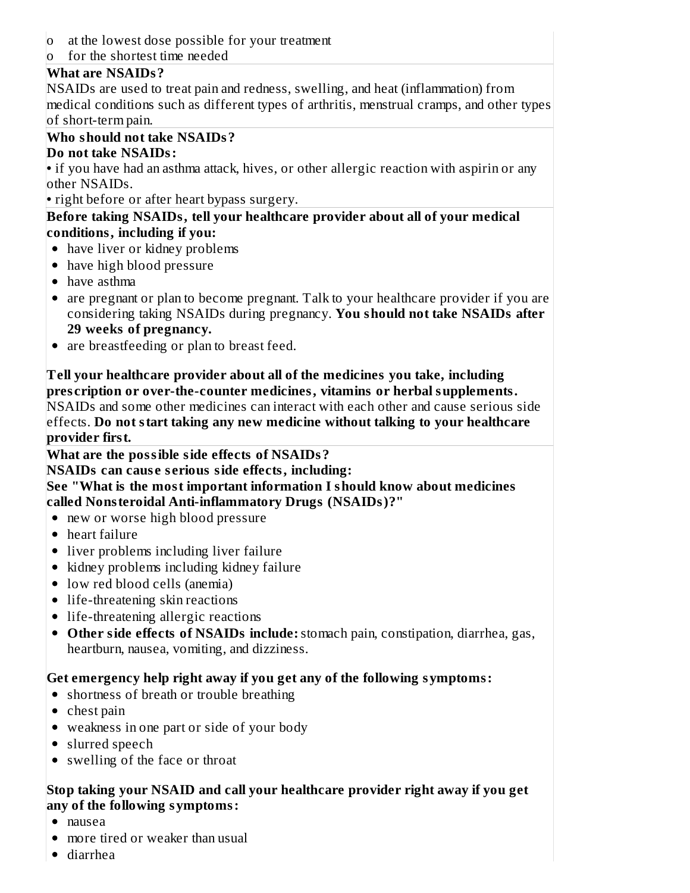- o at the lowest dose possible for your treatment
- o for the shortest time needed

**What are NSAIDs?**

NSAIDs are used to treat pain and redness, swelling, and heat (inflammation) from medical conditions such as different types of arthritis, menstrual cramps, and other types of short-term pain.

**Who should not take NSAIDs?**

**Do not take NSAIDs:**

• if you have had an asthma attack, hives, or other allergic reaction with aspirin or any other NSAIDs.

• right before or after heart bypass surgery.

**Before taking NSAIDs, tell your healthcare provider about all of your medical conditions, including if you:**

- have liver or kidney problems
- have high blood pressure
- have asthma
- are pregnant or plan to become pregnant. Talk to your healthcare provider if you are considering taking NSAIDs during pregnancy. **You should not take NSAIDs after 29 weeks of pregnancy.**
- are breastfeeding or plan to breast feed.

**Tell your healthcare provider about all of the medicines you take, including prescription or over-the-counter medicines, vitamins or herbal supplements.** NSAIDs and some other medicines can interact with each other and cause serious side effects. **Do not start taking any new medicine without talking to your healthcare provider first.**

**What are the possible side effects of NSAIDs?**

**NSAIDs can cause serious side effects, including:**

**See "What is the most important information I should know about medicines called Nonsteroidal Anti-inflammatory Drugs (NSAIDs)?"**

- new or worse high blood pressure
- heart failure
- liver problems including liver failure
- kidney problems including kidney failure
- low red blood cells (anemia)
- life-threatening skin reactions
- life-threatening allergic reactions
- **Other side effects of NSAIDs include:** stomach pain, constipation, diarrhea, gas, heartburn, nausea, vomiting, and dizziness.

**Get emergency help right away if you get any of the following symptoms:**

- shortness of breath or trouble breathing
- chest pain
- weakness in one part or side of your body
- slurred speech
- swelling of the face or throat

**Stop taking your NSAID and call your healthcare provider right away if you get any of the following symptoms:**

- nausea
- more tired or weaker than usual
- diarrhea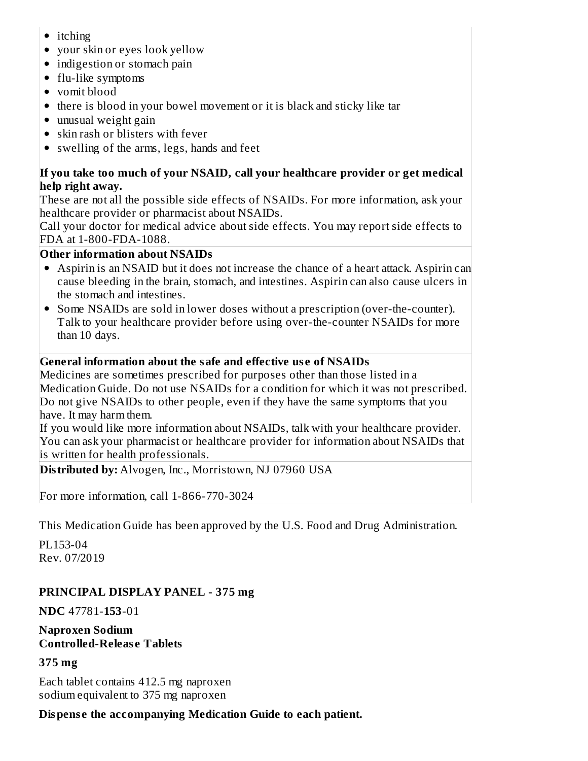- itching
- your skin or eyes look yellow
- indigestion or stomach pain
- flu-like symptoms
- vomit blood
- there is blood in your bowel movement or it is black and sticky like tar
- unusual weight gain
- skin rash or blisters with fever
- swelling of the arms, legs, hands and feet

**If you take too much of your NSAID, call your healthcare provider or get medical help right away.**

These are not all the possible side effects of NSAIDs. For more information, ask your healthcare provider or pharmacist about NSAIDs.

Call your doctor for medical advice about side effects. You may report side effects to FDA at 1-800-FDA-1088.

**Other information about NSAIDs**

- Aspirin is an NSAID but it does not increase the chance of a heart attack. Aspirin can cause bleeding in the brain, stomach, and intestines. Aspirin can also cause ulcers in the stomach and intestines.
- Some NSAIDs are sold in lower doses without a prescription (over-the-counter). Talk to your healthcare provider before using over-the-counter NSAIDs for more than 10 days.

**General information about the safe and effective use of NSAIDs**

Medicines are sometimes prescribed for purposes other than those listed in a Medication Guide. Do not use NSAIDs for a condition for which it was not prescribed. Do not give NSAIDs to other people, even if they have the same symptoms that you have. It may harm them.

If you would like more information about NSAIDs, talk with your healthcare provider. You can ask your pharmacist or healthcare provider for information about NSAIDs that is written for health professionals.

**Distributed by:** Alvogen, Inc., Morristown, NJ 07960 USA

For more information, call 1-866-770-3024

This Medication Guide has been approved by the U.S. Food and Drug Administration.

PL153-04
Rev. 07/2019

**PRINCIPAL DISPLAY PANEL - 375 mg**

**NDC** 47781-**153**-01

**Naproxen Sodium**
**Controlled-Release Tablets**

**375 mg**

Each tablet contains 412.5 mg naproxen sodium equivalent to 375 mg naproxen

**Dispense the accompanying Medication Guide to each patient.**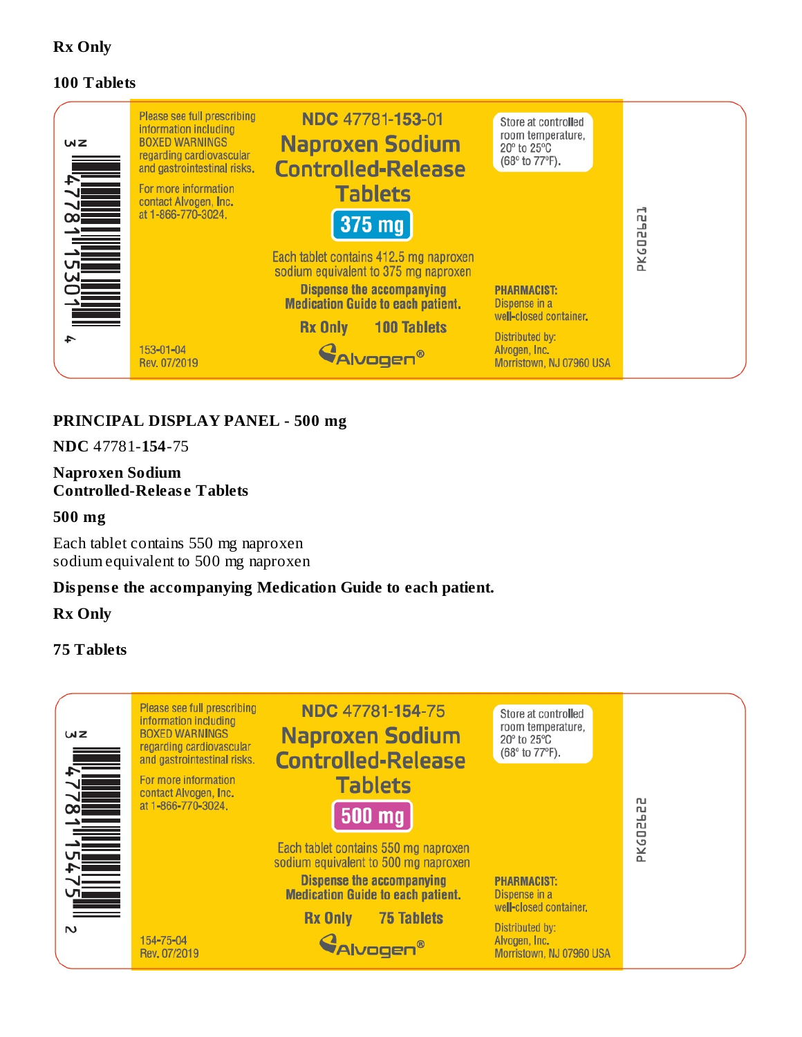**Rx Only**

**100 Tablets**

Please see full prescribing information including BOXED WARNINGS regarding cardiovascular and gastrointestinal risks.

For more information contact Alvogen, Inc. at 1-866-770-3024.

153-01-04
Rev. 07/2019

NDC 47781-**153**-01

**Naproxen Sodium Controlled-Release Tablets**

**375 mg**

Each tablet contains 412.5 mg naproxen sodium equivalent to 375 mg naproxen

**Dispense the accompanying Medication Guide to each patient.**

**Rx Only 100 Tablets**

Alvogen®

Store at controlled room temperature, 20° to 25°C (68° to 77°F).

**PHARMACIST:** Dispense in a well-closed container.

Distributed by:
Alvogen, Inc.
Morristown, NJ 07960 USA

PKG02621

3 47781 15301 4

**PRINCIPAL DISPLAY PANEL - 500 mg**

**NDC** 47781-**154**-75

**Naproxen Sodium**
**Controlled-Release Tablets**

**500 mg**

Each tablet contains 550 mg naproxen
sodium equivalent to 500 mg naproxen

**Dispense the accompanying Medication Guide to each patient.**

**Rx Only**

**75 Tablets**

Please see full prescribing information including BOXED WARNINGS regarding cardiovascular and gastrointestinal risks.

For more information contact Alvogen, Inc. at 1-866-770-3024.

154-75-04
Rev. 07/2019

NDC 47781-**154**-75

**Naproxen Sodium Controlled-Release Tablets**

**500 mg**

Each tablet contains 550 mg naproxen sodium equivalent to 500 mg naproxen

**Dispense the accompanying Medication Guide to each patient.**

**Rx Only 75 Tablets**

Alvogen®

Store at controlled room temperature, 20° to 25°C (68° to 77°F).

**PHARMACIST:** Dispense in a well-closed container.

Distributed by:
Alvogen, Inc.
Morristown, NJ 07960 USA

PKG02622

3 47781 15475 2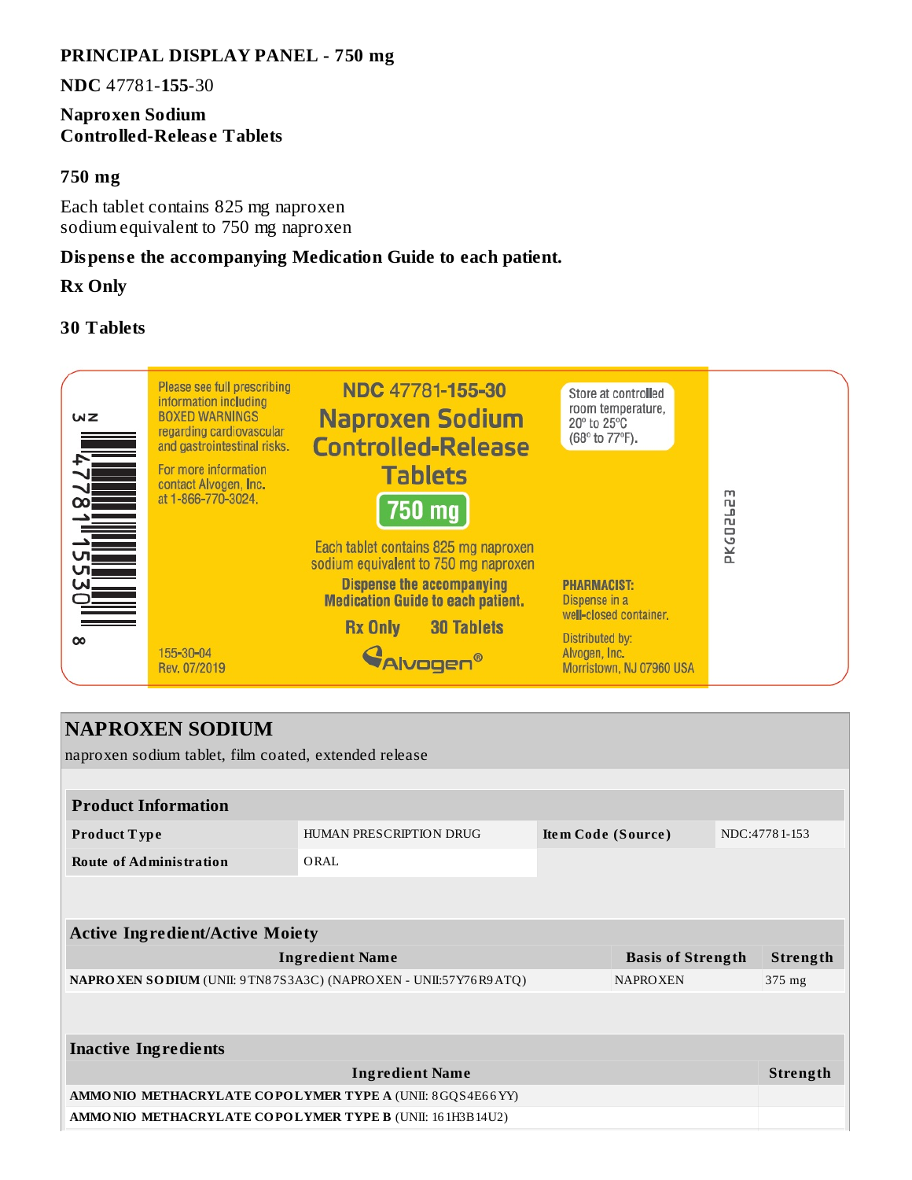## PRINCIPAL DISPLAY PANEL - 750 mg

**NDC** 47781-**155**-30

**Naproxen Sodium**
**Controlled-Release Tablets**

**750 mg**

Each tablet contains 825 mg naproxen sodium equivalent to 750 mg naproxen

**Dispense the accompanying Medication Guide to each patient.**

**Rx Only**

**30 Tablets**

N 3 47781 15530 8

Please see full prescribing information including BOXED WARNINGS regarding cardiovascular and gastrointestinal risks.

For more information contact Alvogen, Inc. at 1-866-770-3024.

155-30-04
Rev. 07/2019

NDC 47781-155-30
Naproxen Sodium Controlled-Release Tablets
750 mg

Each tablet contains 825 mg naproxen sodium equivalent to 750 mg naproxen

Dispense the accompanying Medication Guide to each patient.

Rx Only 30 Tablets

Alvogen®

Store at controlled room temperature, 20° to 25°C (68° to 77°F).

PHARMACIST: Dispense in a well-closed container.

Distributed by:
Alvogen, Inc.
Morristown, NJ 07960 USA

PKG02623

## NAPROXEN SODIUM

naproxen sodium tablet, film coated, extended release

| Product Information | | | |
|---|---|---|---|
| **Product Type** | HUMAN PRESCRIPTION DRUG | **Item Code (Source)** | NDC:47781-153 |
| **Route of Administration** | ORAL | | |

| Active Ingredient/Active Moiety | | |
|---|---|---|
| **Ingredient Name** | **Basis of Strength** | **Strength** |
| **NAPROXEN SODIUM** (UNII: 9TN87S3A3C) (NAPROXEN - UNII:57Y76R9ATQ) | NAPROXEN | 375 mg |

| Inactive Ingredients | |
|---|---|
| **Ingredient Name** | **Strength** |
| **AMMONIO METHACRYLATE COPOLYMER TYPE A** (UNII: 8GQS4E66YY) | |
| **AMMONIO METHACRYLATE COPOLYMER TYPE B** (UNII: 161H3B14U2) | |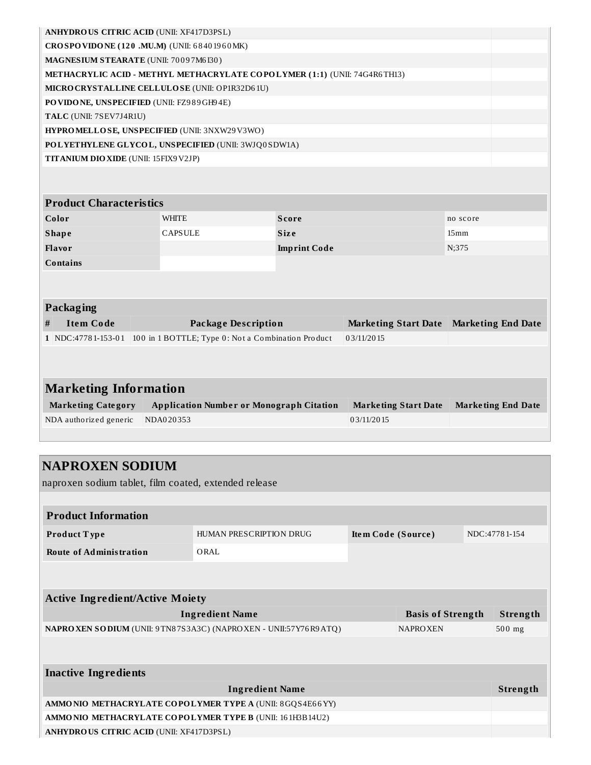| | |
|---|---|
| **ANHYDROUS CITRIC ACID** (UNII: XF417D3PSL) | |
| **CROSPOVIDONE (120 .MU.M)** (UNII: 68401960MK) | |
| **MAGNESIUM STEARATE** (UNII: 70097M6I30) | |
| **METHACRYLIC ACID - METHYL METHACRYLATE COPOLYMER (1:1)** (UNII: 74G4R6TH13) | |
| **MICROCRYSTALLINE CELLULOSE** (UNII: OP1R32D61U) | |
| **POVIDONE, UNSPECIFIED** (UNII: FZ989GH94E) | |
| **TALC** (UNII: 7SEV7J4R1U) | |
| **HYPROMELLOSE, UNSPECIFIED** (UNII: 3NXW29V3WO) | |
| **POLYETHYLENE GLYCOL, UNSPECIFIED** (UNII: 3WJQ0SDW1A) | |
| **TITANIUM DIOXIDE** (UNII: 15FIX9V2JP) | |

| Product Characteristics | | | |
|---|---|---|---|
| **Color** | WHITE | **Score** | no score |
| **Shape** | CAPSULE | **Size** | 15mm |
| **Flavor** | | **Imprint Code** | N;375 |
| **Contains** | | | |

## Packaging

| # | Item Code | Package Description | Marketing Start Date | Marketing End Date |
|---|---|---|---|---|
| 1 | NDC:47781-153-01 | 100 in 1 BOTTLE; Type 0: Not a Combination Product | 03/11/2015 | |

## Marketing Information

| Marketing Category | Application Number or Monograph Citation | Marketing Start Date | Marketing End Date |
|---|---|---|---|
| NDA authorized generic | NDA020353 | 03/11/2015 | |

# NAPROXEN SODIUM

naproxen sodium tablet, film coated, extended release

| Product Information | | | |
|---|---|---|---|
| **Product Type** | HUMAN PRESCRIPTION DRUG | **Item Code (Source)** | NDC:47781-154 |
| **Route of Administration** | ORAL | | |

## Active Ingredient/Active Moiety

| Ingredient Name | Basis of Strength | Strength |
|---|---|---|
| **NAPROXEN SODIUM** (UNII: 9TN87S3A3C) (NAPROXEN - UNII:57Y76R9ATQ) | NAPROXEN | 500 mg |

## Inactive Ingredients

| Ingredient Name | Strength |
|---|---|
| **AMMONIO METHACRYLATE COPOLYMER TYPE A** (UNII: 8GQS4E66YY) | |
| **AMMONIO METHACRYLATE COPOLYMER TYPE B** (UNII: 161H3B14U2) | |
| **ANHYDROUS CITRIC ACID** (UNII: XF417D3PSL) | |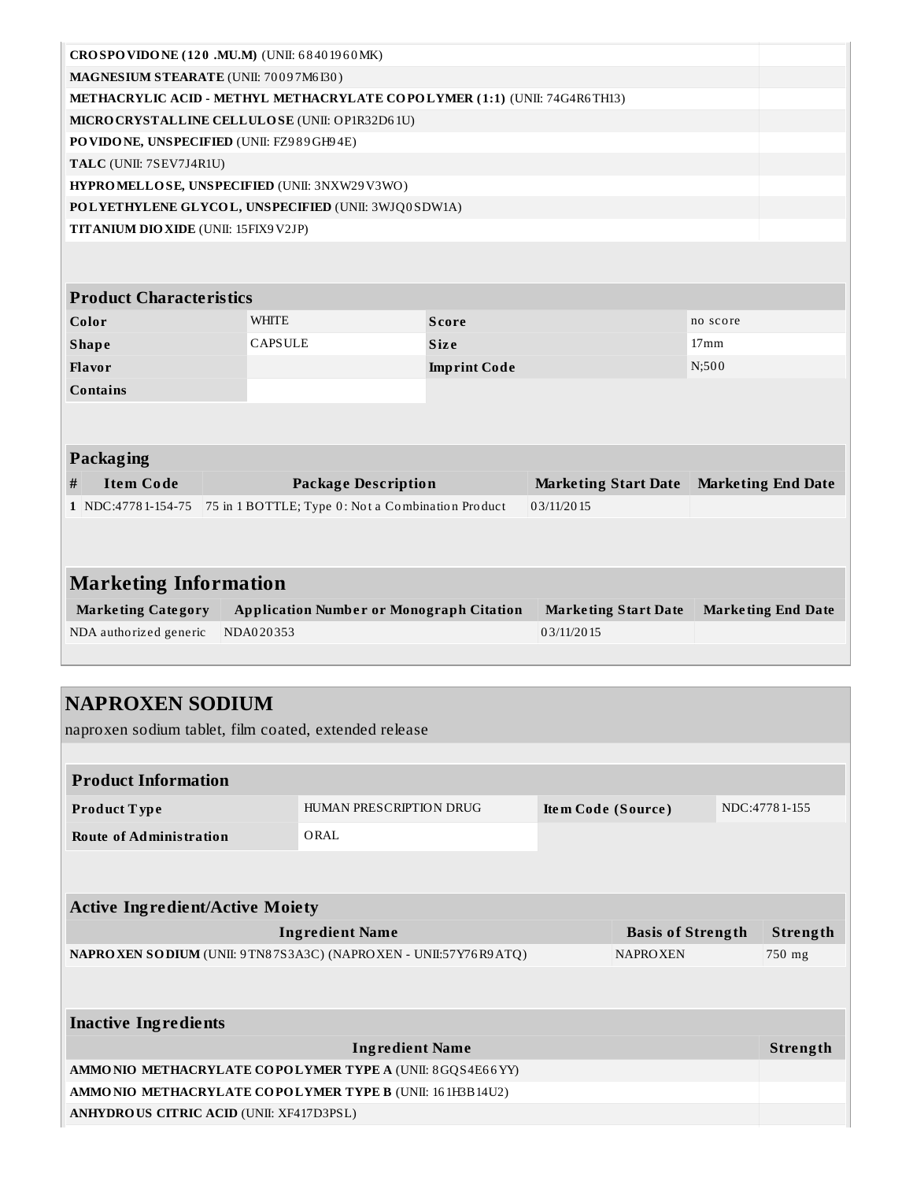| | |
|---|---|
| **CROSPOVIDONE (120 .MU.M)** (UNII: 68401960MK) | |
| **MAGNESIUM STEARATE** (UNII: 70097M6I30) | |
| **METHACRYLIC ACID - METHYL METHACRYLATE COPOLYMER (1:1)** (UNII: 74G4R6TH13) | |
| **MICROCRYSTALLINE CELLULOSE** (UNII: OP1R32D61U) | |
| **POVIDONE, UNSPECIFIED** (UNII: FZ989GH94E) | |
| **TALC** (UNII: 7SEV7J4R1U) | |
| **HYPROMELLOSE, UNSPECIFIED** (UNII: 3NXW29V3WO) | |
| **POLYETHYLENE GLYCOL, UNSPECIFIED** (UNII: 3WJQ0SDW1A) | |
| **TITANIUM DIOXIDE** (UNII: 15FIX9V2JP) | |

| Product Characteristics | | | |
|---|---|---|---|
| **Color** | WHITE | **Score** | no score |
| **Shape** | CAPSULE | **Size** | 17mm |
| **Flavor** | | **Imprint Code** | N;500 |
| **Contains** | | | |

**Packaging**

| # | Item Code | Package Description | Marketing Start Date | Marketing End Date |
|---|---|---|---|---|
| 1 | NDC:47781-154-75 | 75 in 1 BOTTLE; Type 0: Not a Combination Product | 03/11/2015 | |

**Marketing Information**

| Marketing Category | Application Number or Monograph Citation | Marketing Start Date | Marketing End Date |
|---|---|---|---|
| NDA authorized generic | NDA020353 | 03/11/2015 | |

## NAPROXEN SODIUM

naproxen sodium tablet, film coated, extended release

| Product Information | | | |
|---|---|---|---|
| **Product Type** | HUMAN PRESCRIPTION DRUG | **Item Code (Source)** | NDC:47781-155 |
| **Route of Administration** | ORAL | | |

**Active Ingredient/Active Moiety**

| Ingredient Name | Basis of Strength | Strength |
|---|---|---|
| **NAPROXEN SODIUM** (UNII: 9TN87S3A3C) (NAPROXEN - UNII:57Y76R9ATQ) | NAPROXEN | 750 mg |

**Inactive Ingredients**

| Ingredient Name | Strength |
|---|---|
| **AMMONIO METHACRYLATE COPOLYMER TYPE A** (UNII: 8GQS4E66YY) | |
| **AMMONIO METHACRYLATE COPOLYMER TYPE B** (UNII: 161H3B14U2) | |
| **ANHYDROUS CITRIC ACID** (UNII: XF417D3PSL) | |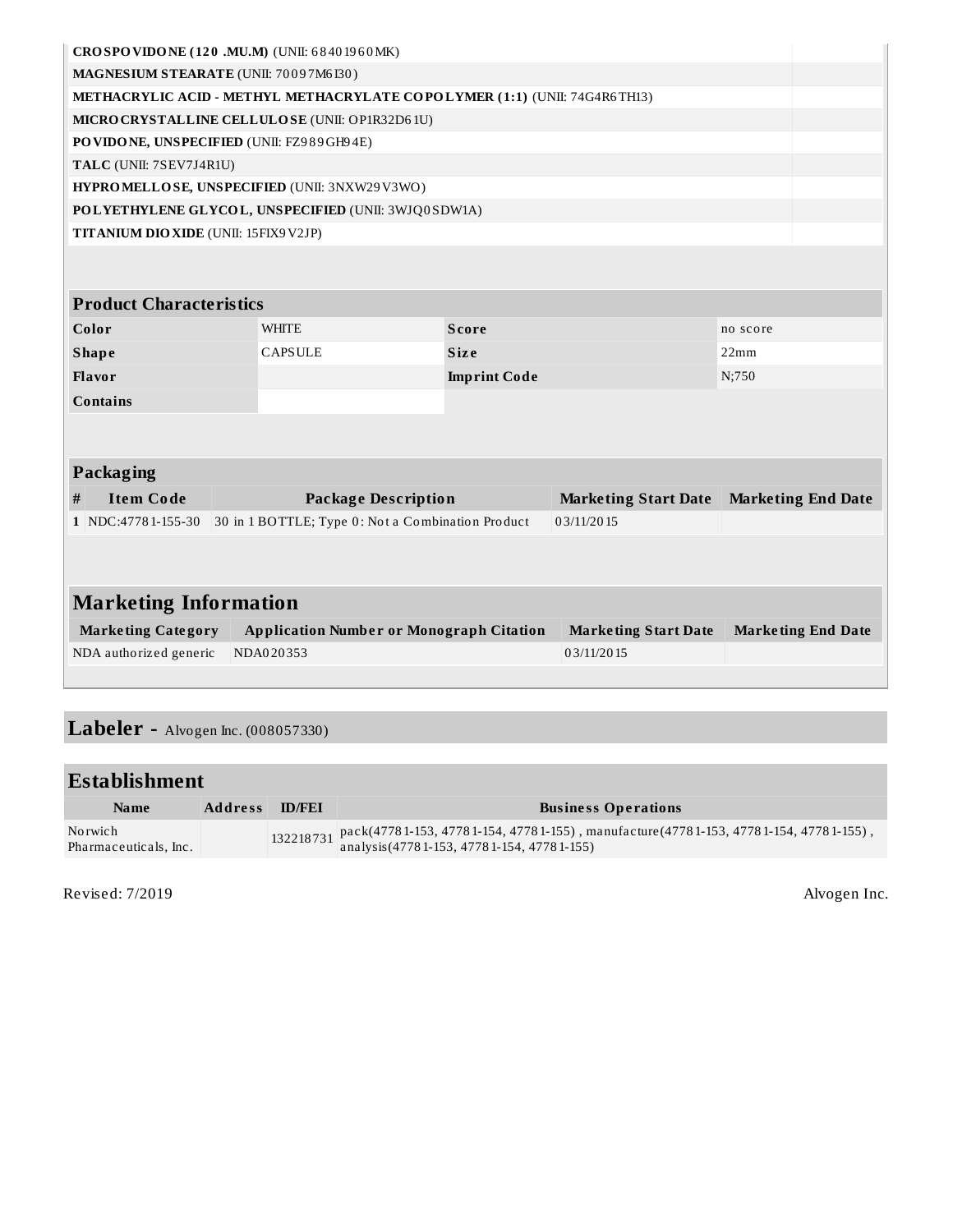| | |
|---|---|
| **CROSPOVIDONE (120 .MU.M)** (UNII: 68401960MK) | |
| **MAGNESIUM STEARATE** (UNII: 70097M6I30) | |
| **METHACRYLIC ACID - METHYL METHACRYLATE COPOLYMER (1:1)** (UNII: 74G4R6TH13) | |
| **MICROCRYSTALLINE CELLULOSE** (UNII: OP1R32D61U) | |
| **POVIDONE, UNSPECIFIED** (UNII: FZ989GH94E) | |
| **TALC** (UNII: 7SEV7J4R1U) | |
| **HYPROMELLOSE, UNSPECIFIED** (UNII: 3NXW29V3WO) | |
| **POLYETHYLENE GLYCOL, UNSPECIFIED** (UNII: 3WJQ0SDW1A) | |
| **TITANIUM DIOXIDE** (UNII: 15FIX9V2JP) | |

### Product Characteristics

| | | | |
|---|---|---|---|
| **Color** | WHITE | **Score** | no score |
| **Shape** | CAPSULE | **Size** | 22mm |
| **Flavor** | | **Imprint Code** | N;750 |
| **Contains** | | | |

### Packaging

| # | Item Code | Package Description | Marketing Start Date | Marketing End Date |
|---|---|---|---|---|
| 1 | NDC:47781-155-30 | 30 in 1 BOTTLE; Type 0: Not a Combination Product | 03/11/2015 | |

### Marketing Information

| Marketing Category | Application Number or Monograph Citation | Marketing Start Date | Marketing End Date |
|---|---|---|---|
| NDA authorized generic | NDA020353 | 03/11/2015 | |

## Labeler - Alvogen Inc. (008057330)

## Establishment

| Name | Address | ID/FEI | Business Operations |
|---|---|---|---|
| Norwich Pharmaceuticals, Inc. | | 132218731 | pack(47781-153, 47781-154, 47781-155) , manufacture(47781-153, 47781-154, 47781-155) , analysis(47781-153, 47781-154, 47781-155) |

Revised: 7/2019

Alvogen Inc.